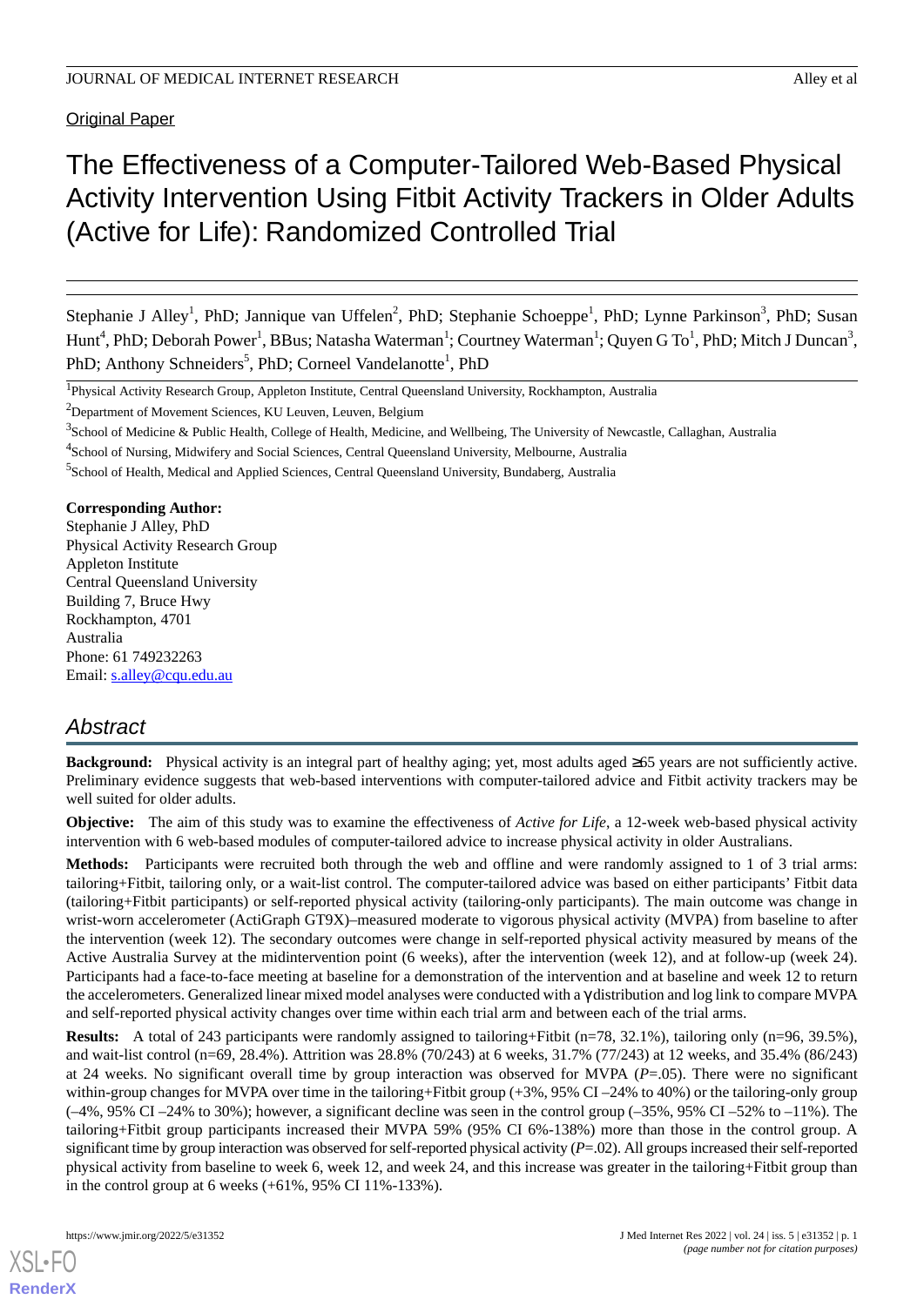Original Paper

# The Effectiveness of a Computer-Tailored Web-Based Physical Activity Intervention Using Fitbit Activity Trackers in Older Adults (Active for Life): Randomized Controlled Trial

Stephanie J Alley[1], PhD; Jannique van Uffelen[2], PhD; Stephanie Schoeppe[1], PhD; Lynne Parkinson[3], PhD; Susan Hunt[4], PhD; Deborah Power[1], BBus; Natasha Waterman[1]; Courtney Waterman[1]; Quyen G To[1], PhD; Mitch J Duncan[3], PhD; Anthony Schneiders[5], PhD; Corneel Vandelanotte[1], PhD

[1]Physical Activity Research Group, Appleton Institute, Central Queensland University, Rockhampton, Australia

[2]Department of Movement Sciences, KU Leuven, Leuven, Belgium

[3]School of Medicine & Public Health, College of Health, Medicine, and Wellbeing, The University of Newcastle, Callaghan, Australia

[4]School of Nursing, Midwifery and Social Sciences, Central Queensland University, Melbourne, Australia

[5]School of Health, Medical and Applied Sciences, Central Queensland University, Bundaberg, Australia

**Corresponding Author:**
Stephanie J Alley, PhD
Physical Activity Research Group
Appleton Institute
Central Queensland University
Building 7, Bruce Hwy
Rockhampton, 4701
Australia
Phone: 61 749232263
Email: s.alley@cqu.edu.au

## Abstract

**Background:** Physical activity is an integral part of healthy aging; yet, most adults aged ≥65 years are not sufficiently active. Preliminary evidence suggests that web-based interventions with computer-tailored advice and Fitbit activity trackers may be well suited for older adults.

**Objective:** The aim of this study was to examine the effectiveness of *Active for Life*, a 12-week web-based physical activity intervention with 6 web-based modules of computer-tailored advice to increase physical activity in older Australians.

**Methods:** Participants were recruited both through the web and offline and were randomly assigned to 1 of 3 trial arms: tailoring+Fitbit, tailoring only, or a wait-list control. The computer-tailored advice was based on either participants' Fitbit data (tailoring+Fitbit participants) or self-reported physical activity (tailoring-only participants). The main outcome was change in wrist-worn accelerometer (ActiGraph GT9X)–measured moderate to vigorous physical activity (MVPA) from baseline to after the intervention (week 12). The secondary outcomes were change in self-reported physical activity measured by means of the Active Australia Survey at the midintervention point (6 weeks), after the intervention (week 12), and at follow-up (week 24). Participants had a face-to-face meeting at baseline for a demonstration of the intervention and at baseline and week 12 to return the accelerometers. Generalized linear mixed model analyses were conducted with a γ distribution and log link to compare MVPA and self-reported physical activity changes over time within each trial arm and between each of the trial arms.

**Results:** A total of 243 participants were randomly assigned to tailoring+Fitbit (n=78, 32.1%), tailoring only (n=96, 39.5%), and wait-list control (n=69, 28.4%). Attrition was 28.8% (70/243) at 6 weeks, 31.7% (77/243) at 12 weeks, and 35.4% (86/243) at 24 weeks. No significant overall time by group interaction was observed for MVPA (*P*=.05). There were no significant within-group changes for MVPA over time in the tailoring+Fitbit group (+3%, 95% CI –24% to 40%) or the tailoring-only group (–4%, 95% CI –24% to 30%); however, a significant decline was seen in the control group (–35%, 95% CI –52% to –11%). The tailoring+Fitbit group participants increased their MVPA 59% (95% CI 6%-138%) more than those in the control group. A significant time by group interaction was observed for self-reported physical activity (*P*=.02). All groups increased their self-reported physical activity from baseline to week 6, week 12, and week 24, and this increase was greater in the tailoring+Fitbit group than in the control group at 6 weeks (+61%, 95% CI 11%-133%).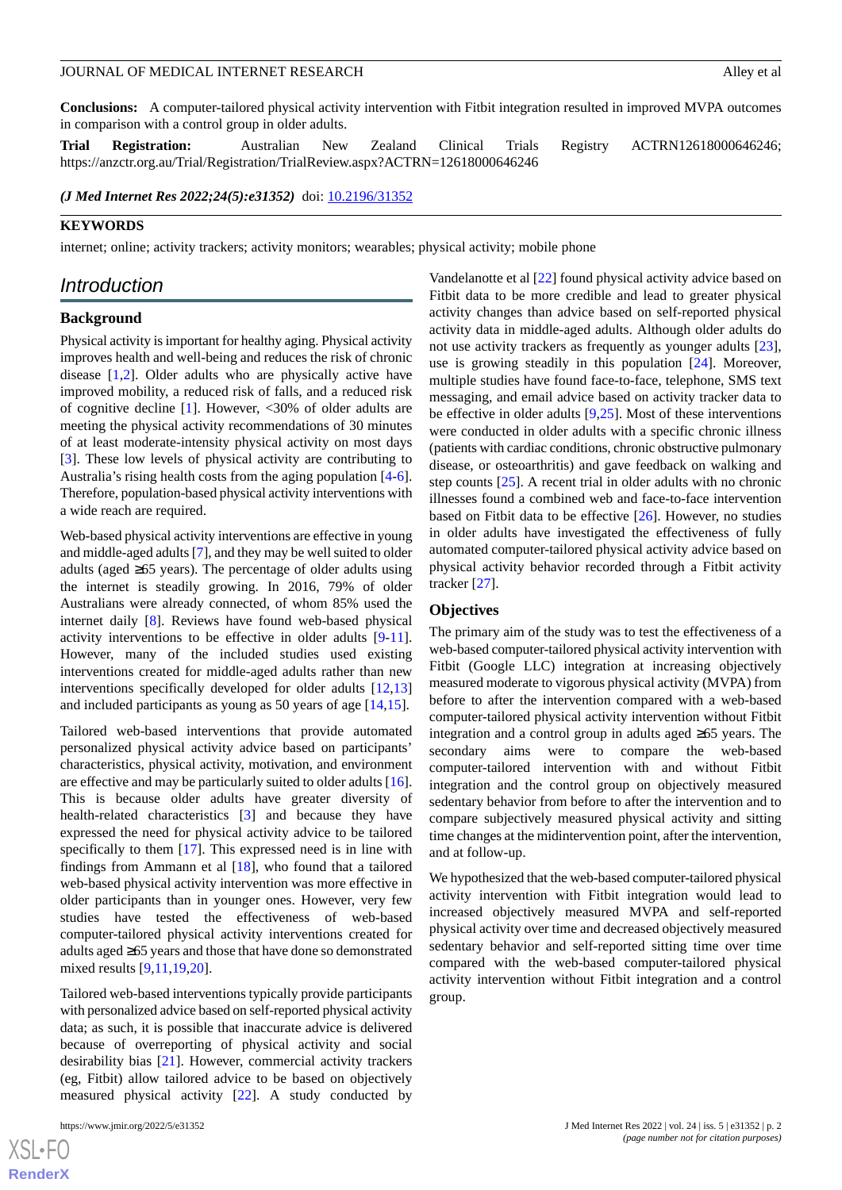**Conclusions:** A computer-tailored physical activity intervention with Fitbit integration resulted in improved MVPA outcomes in comparison with a control group in older adults.

**Trial Registration:** Australian New Zealand Clinical Trials Registry ACTRN12618000646246; https://anzctr.org.au/Trial/Registration/TrialReview.aspx?ACTRN=12618000646246

***(J Med Internet Res 2022;24(5):e31352)*** doi: 10.2196/31352

**KEYWORDS**

internet; online; activity trackers; activity monitors; wearables; physical activity; mobile phone

## Introduction

### Background

Physical activity is important for healthy aging. Physical activity improves health and well-being and reduces the risk of chronic disease [1,2]. Older adults who are physically active have improved mobility, a reduced risk of falls, and a reduced risk of cognitive decline [1]. However, <30% of older adults are meeting the physical activity recommendations of 30 minutes of at least moderate-intensity physical activity on most days [3]. These low levels of physical activity are contributing to Australia's rising health costs from the aging population [4-6]. Therefore, population-based physical activity interventions with a wide reach are required.

Web-based physical activity interventions are effective in young and middle-aged adults [7], and they may be well suited to older adults (aged ≥65 years). The percentage of older adults using the internet is steadily growing. In 2016, 79% of older Australians were already connected, of whom 85% used the internet daily [8]. Reviews have found web-based physical activity interventions to be effective in older adults [9-11]. However, many of the included studies used existing interventions created for middle-aged adults rather than new interventions specifically developed for older adults [12,13] and included participants as young as 50 years of age [14,15].

Tailored web-based interventions that provide automated personalized physical activity advice based on participants' characteristics, physical activity, motivation, and environment are effective and may be particularly suited to older adults [16]. This is because older adults have greater diversity of health-related characteristics [3] and because they have expressed the need for physical activity advice to be tailored specifically to them [17]. This expressed need is in line with findings from Ammann et al [18], who found that a tailored web-based physical activity intervention was more effective in older participants than in younger ones. However, very few studies have tested the effectiveness of web-based computer-tailored physical activity interventions created for adults aged ≥65 years and those that have done so demonstrated mixed results [9,11,19,20].

Tailored web-based interventions typically provide participants with personalized advice based on self-reported physical activity data; as such, it is possible that inaccurate advice is delivered because of overreporting of physical activity and social desirability bias [21]. However, commercial activity trackers (eg, Fitbit) allow tailored advice to be based on objectively measured physical activity [22]. A study conducted by Vandelanotte et al [22] found physical activity advice based on Fitbit data to be more credible and lead to greater physical activity changes than advice based on self-reported physical activity data in middle-aged adults. Although older adults do not use activity trackers as frequently as younger adults [23], use is growing steadily in this population [24]. Moreover, multiple studies have found face-to-face, telephone, SMS text messaging, and email advice based on activity tracker data to be effective in older adults [9,25]. Most of these interventions were conducted in older adults with a specific chronic illness (patients with cardiac conditions, chronic obstructive pulmonary disease, or osteoarthritis) and gave feedback on walking and step counts [25]. A recent trial in older adults with no chronic illnesses found a combined web and face-to-face intervention based on Fitbit data to be effective [26]. However, no studies in older adults have investigated the effectiveness of fully automated computer-tailored physical activity advice based on physical activity behavior recorded through a Fitbit activity tracker [27].

### Objectives

The primary aim of the study was to test the effectiveness of a web-based computer-tailored physical activity intervention with Fitbit (Google LLC) integration at increasing objectively measured moderate to vigorous physical activity (MVPA) from before to after the intervention compared with a web-based computer-tailored physical activity intervention without Fitbit integration and a control group in adults aged ≥65 years. The secondary aims were to compare the web-based computer-tailored intervention with and without Fitbit integration and the control group on objectively measured sedentary behavior from before to after the intervention and to compare subjectively measured physical activity and sitting time changes at the midintervention point, after the intervention, and at follow-up.

We hypothesized that the web-based computer-tailored physical activity intervention with Fitbit integration would lead to increased objectively measured MVPA and self-reported physical activity over time and decreased objectively measured sedentary behavior and self-reported sitting time over time compared with the web-based computer-tailored physical activity intervention without Fitbit integration and a control group.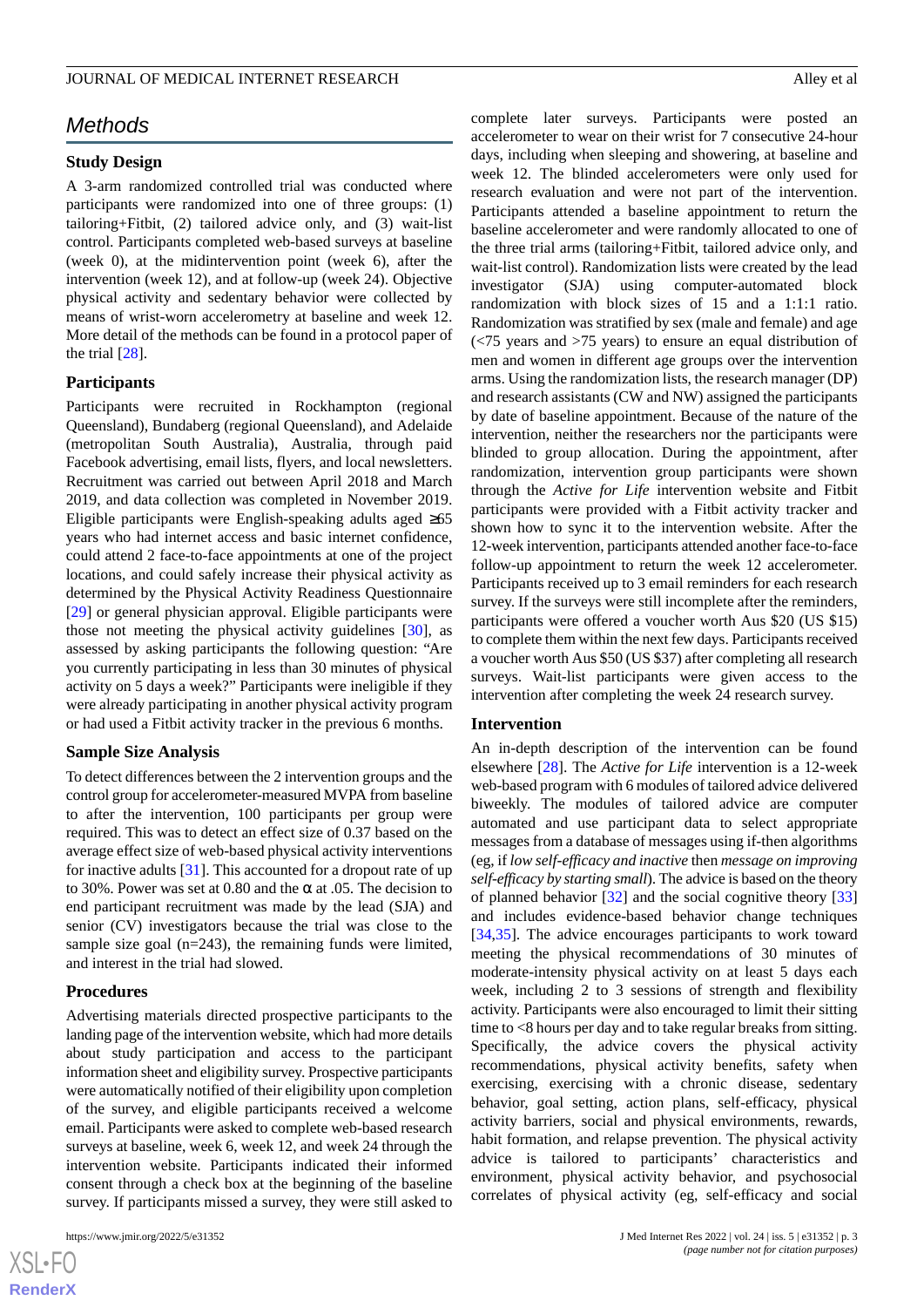## Methods

### Study Design

A 3-arm randomized controlled trial was conducted where participants were randomized into one of three groups: (1) tailoring+Fitbit, (2) tailored advice only, and (3) wait-list control. Participants completed web-based surveys at baseline (week 0), at the midintervention point (week 6), after the intervention (week 12), and at follow-up (week 24). Objective physical activity and sedentary behavior were collected by means of wrist-worn accelerometry at baseline and week 12. More detail of the methods can be found in a protocol paper of the trial [28].

### Participants

Participants were recruited in Rockhampton (regional Queensland), Bundaberg (regional Queensland), and Adelaide (metropolitan South Australia), Australia, through paid Facebook advertising, email lists, flyers, and local newsletters. Recruitment was carried out between April 2018 and March 2019, and data collection was completed in November 2019. Eligible participants were English-speaking adults aged ≥65 years who had internet access and basic internet confidence, could attend 2 face-to-face appointments at one of the project locations, and could safely increase their physical activity as determined by the Physical Activity Readiness Questionnaire [29] or general physician approval. Eligible participants were those not meeting the physical activity guidelines [30], as assessed by asking participants the following question: "Are you currently participating in less than 30 minutes of physical activity on 5 days a week?" Participants were ineligible if they were already participating in another physical activity program or had used a Fitbit activity tracker in the previous 6 months.

### Sample Size Analysis

To detect differences between the 2 intervention groups and the control group for accelerometer-measured MVPA from baseline to after the intervention, 100 participants per group were required. This was to detect an effect size of 0.37 based on the average effect size of web-based physical activity interventions for inactive adults [31]. This accounted for a dropout rate of up to 30%. Power was set at 0.80 and the α at .05. The decision to end participant recruitment was made by the lead (SJA) and senior (CV) investigators because the trial was close to the sample size goal (n=243), the remaining funds were limited, and interest in the trial had slowed.

### Procedures

Advertising materials directed prospective participants to the landing page of the intervention website, which had more details about study participation and access to the participant information sheet and eligibility survey. Prospective participants were automatically notified of their eligibility upon completion of the survey, and eligible participants received a welcome email. Participants were asked to complete web-based research surveys at baseline, week 6, week 12, and week 24 through the intervention website. Participants indicated their informed consent through a check box at the beginning of the baseline survey. If participants missed a survey, they were still asked to complete later surveys. Participants were posted an accelerometer to wear on their wrist for 7 consecutive 24-hour days, including when sleeping and showering, at baseline and week 12. The blinded accelerometers were only used for research evaluation and were not part of the intervention. Participants attended a baseline appointment to return the baseline accelerometer and were randomly allocated to one of the three trial arms (tailoring+Fitbit, tailored advice only, and wait-list control). Randomization lists were created by the lead investigator (SJA) using computer-automated block randomization with block sizes of 15 and a 1:1:1 ratio. Randomization was stratified by sex (male and female) and age (<75 years and >75 years) to ensure an equal distribution of men and women in different age groups over the intervention arms. Using the randomization lists, the research manager (DP) and research assistants (CW and NW) assigned the participants by date of baseline appointment. Because of the nature of the intervention, neither the researchers nor the participants were blinded to group allocation. During the appointment, after randomization, intervention group participants were shown through the *Active for Life* intervention website and Fitbit participants were provided with a Fitbit activity tracker and shown how to sync it to the intervention website. After the 12-week intervention, participants attended another face-to-face follow-up appointment to return the week 12 accelerometer. Participants received up to 3 email reminders for each research survey. If the surveys were still incomplete after the reminders, participants were offered a voucher worth Aus $20 (US $15) to complete them within the next few days. Participants received a voucher worth Aus $50 (US $37) after completing all research surveys. Wait-list participants were given access to the intervention after completing the week 24 research survey.

### Intervention

An in-depth description of the intervention can be found elsewhere [28]. The *Active for Life* intervention is a 12-week web-based program with 6 modules of tailored advice delivered biweekly. The modules of tailored advice are computer automated and use participant data to select appropriate messages from a database of messages using if-then algorithms (eg, if *low self-efficacy and inactive* then *message on improving self-efficacy by starting small*). The advice is based on the theory of planned behavior [32] and the social cognitive theory [33] and includes evidence-based behavior change techniques [34,35]. The advice encourages participants to work toward meeting the physical recommendations of 30 minutes of moderate-intensity physical activity on at least 5 days each week, including 2 to 3 sessions of strength and flexibility activity. Participants were also encouraged to limit their sitting time to <8 hours per day and to take regular breaks from sitting. Specifically, the advice covers the physical activity recommendations, physical activity benefits, safety when exercising, exercising with a chronic disease, sedentary behavior, goal setting, action plans, self-efficacy, physical activity barriers, social and physical environments, rewards, habit formation, and relapse prevention. The physical activity advice is tailored to participants' characteristics and environment, physical activity behavior, and psychosocial correlates of physical activity (eg, self-efficacy and social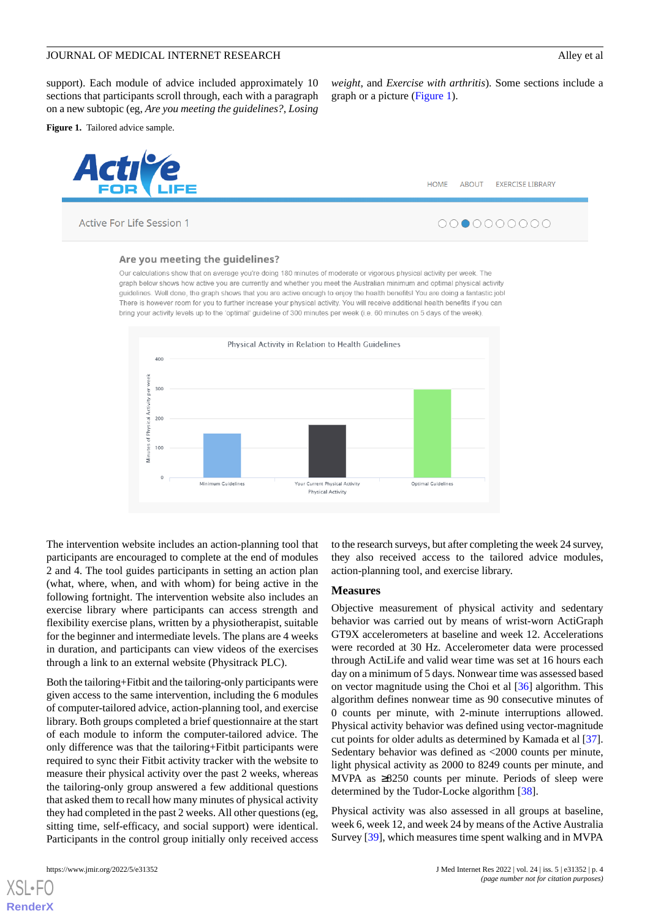support). Each module of advice included approximately 10 sections that participants scroll through, each with a paragraph on a new subtopic (eg, *Are you meeting the guidelines?*, *Losing weight*, and *Exercise with arthritis*). Some sections include a graph or a picture (Figure 1).

**Figure 1.** Tailored advice sample.

The intervention website includes an action-planning tool that participants are encouraged to complete at the end of modules 2 and 4. The tool guides participants in setting an action plan (what, where, when, and with whom) for being active in the following fortnight. The intervention website also includes an exercise library where participants can access strength and flexibility exercise plans, written by a physiotherapist, suitable for the beginner and intermediate levels. The plans are 4 weeks in duration, and participants can view videos of the exercises through a link to an external website (Physitrack PLC).

Both the tailoring+Fitbit and the tailoring-only participants were given access to the same intervention, including the 6 modules of computer-tailored advice, action-planning tool, and exercise library. Both groups completed a brief questionnaire at the start of each module to inform the computer-tailored advice. The only difference was that the tailoring+Fitbit participants were required to sync their Fitbit activity tracker with the website to measure their physical activity over the past 2 weeks, whereas the tailoring-only group answered a few additional questions that asked them to recall how many minutes of physical activity they had completed in the past 2 weeks. All other questions (eg, sitting time, self-efficacy, and social support) were identical. Participants in the control group initially only received access to the research surveys, but after completing the week 24 survey, they also received access to the tailored advice modules, action-planning tool, and exercise library.

## Measures

Objective measurement of physical activity and sedentary behavior was carried out by means of wrist-worn ActiGraph GT9X accelerometers at baseline and week 12. Accelerations were recorded at 30 Hz. Accelerometer data were processed through ActiLife and valid wear time was set at 16 hours each day on a minimum of 5 days. Nonwear time was assessed based on vector magnitude using the Choi et al [36] algorithm. This algorithm defines nonwear time as 90 consecutive minutes of 0 counts per minute, with 2-minute interruptions allowed. Physical activity behavior was defined using vector-magnitude cut points for older adults as determined by Kamada et al [37]. Sedentary behavior was defined as <2000 counts per minute, light physical activity as 2000 to 8249 counts per minute, and MVPA as ≥8250 counts per minute. Periods of sleep were determined by the Tudor-Locke algorithm [38].

Physical activity was also assessed in all groups at baseline, week 6, week 12, and week 24 by means of the Active Australia Survey [39], which measures time spent walking and in MVPA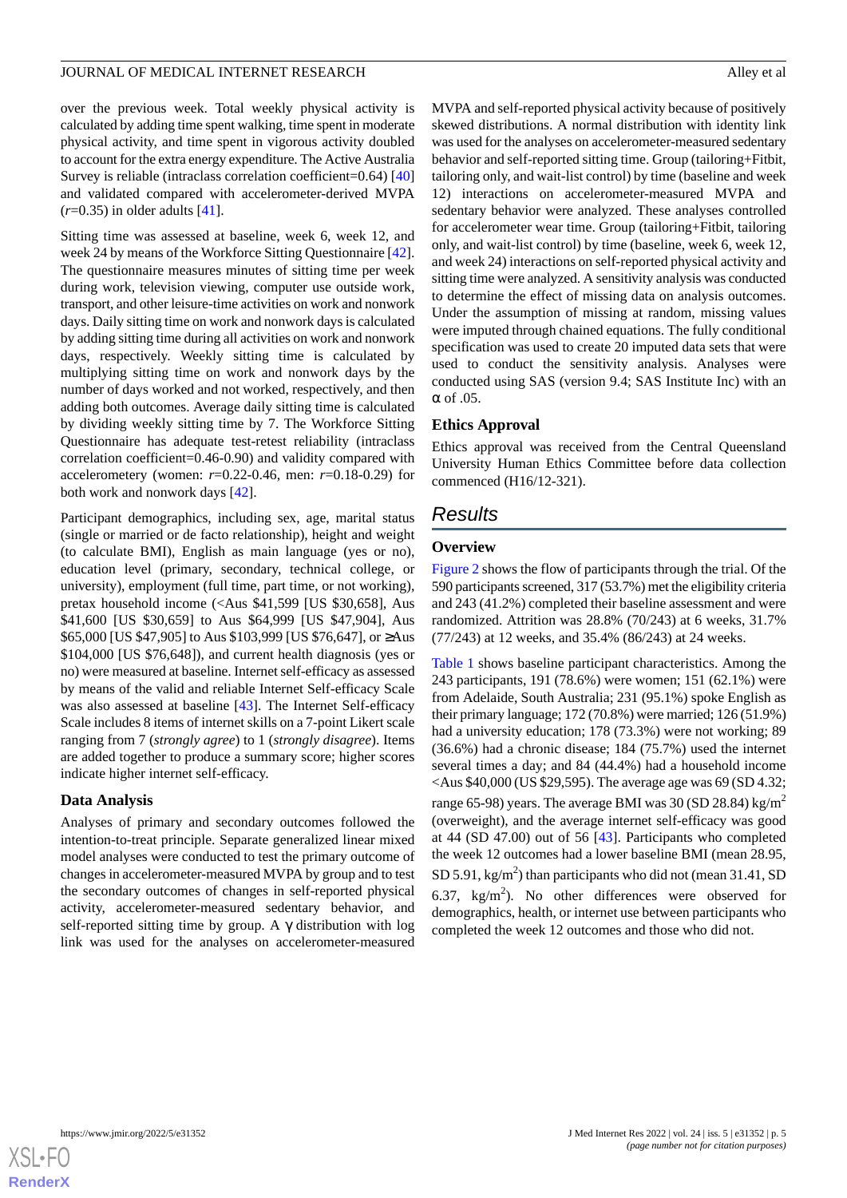over the previous week. Total weekly physical activity is calculated by adding time spent walking, time spent in moderate physical activity, and time spent in vigorous activity doubled to account for the extra energy expenditure. The Active Australia Survey is reliable (intraclass correlation coefficient=0.64) [40] and validated compared with accelerometer-derived MVPA ($r$=0.35) in older adults [41].

Sitting time was assessed at baseline, week 6, week 12, and week 24 by means of the Workforce Sitting Questionnaire [42]. The questionnaire measures minutes of sitting time per week during work, television viewing, computer use outside work, transport, and other leisure-time activities on work and nonwork days. Daily sitting time on work and nonwork days is calculated by adding sitting time during all activities on work and nonwork days, respectively. Weekly sitting time is calculated by multiplying sitting time on work and nonwork days by the number of days worked and not worked, respectively, and then adding both outcomes. Average daily sitting time is calculated by dividing weekly sitting time by 7. The Workforce Sitting Questionnaire has adequate test-retest reliability (intraclass correlation coefficient=0.46-0.90) and validity compared with accelerometery (women: $r$=0.22-0.46, men: $r$=0.18-0.29) for both work and nonwork days [42].

Participant demographics, including sex, age, marital status (single or married or de facto relationship), height and weight (to calculate BMI), English as main language (yes or no), education level (primary, secondary, technical college, or university), employment (full time, part time, or not working), pretax household income (<Aus $41,599 [US $30,658], Aus $41,600 [US $30,659] to Aus $64,999 [US $47,904], Aus $65,000 [US $47,905] to Aus $103,999 [US $76,647], or ≥Aus $104,000 [US $76,648]), and current health diagnosis (yes or no) were measured at baseline. Internet self-efficacy as assessed by means of the valid and reliable Internet Self-efficacy Scale was also assessed at baseline [43]. The Internet Self-efficacy Scale includes 8 items of internet skills on a 7-point Likert scale ranging from 7 (*strongly agree*) to 1 (*strongly disagree*). Items are added together to produce a summary score; higher scores indicate higher internet self-efficacy.

### Data Analysis

Analyses of primary and secondary outcomes followed the intention-to-treat principle. Separate generalized linear mixed model analyses were conducted to test the primary outcome of changes in accelerometer-measured MVPA by group and to test the secondary outcomes of changes in self-reported physical activity, accelerometer-measured sedentary behavior, and self-reported sitting time by group. A γ distribution with log link was used for the analyses on accelerometer-measured MVPA and self-reported physical activity because of positively skewed distributions. A normal distribution with identity link was used for the analyses on accelerometer-measured sedentary behavior and self-reported sitting time. Group (tailoring+Fitbit, tailoring only, and wait-list control) by time (baseline and week 12) interactions on accelerometer-measured MVPA and sedentary behavior were analyzed. These analyses controlled for accelerometer wear time. Group (tailoring+Fitbit, tailoring only, and wait-list control) by time (baseline, week 6, week 12, and week 24) interactions on self-reported physical activity and sitting time were analyzed. A sensitivity analysis was conducted to determine the effect of missing data on analysis outcomes. Under the assumption of missing at random, missing values were imputed through chained equations. The fully conditional specification was used to create 20 imputed data sets that were used to conduct the sensitivity analysis. Analyses were conducted using SAS (version 9.4; SAS Institute Inc) with an α of .05.

### Ethics Approval

Ethics approval was received from the Central Queensland University Human Ethics Committee before data collection commenced (H16/12-321).

## Results

### Overview

Figure 2 shows the flow of participants through the trial. Of the 590 participants screened, 317 (53.7%) met the eligibility criteria and 243 (41.2%) completed their baseline assessment and were randomized. Attrition was 28.8% (70/243) at 6 weeks, 31.7% (77/243) at 12 weeks, and 35.4% (86/243) at 24 weeks.

Table 1 shows baseline participant characteristics. Among the 243 participants, 191 (78.6%) were women; 151 (62.1%) were from Adelaide, South Australia; 231 (95.1%) spoke English as their primary language; 172 (70.8%) were married; 126 (51.9%) had a university education; 178 (73.3%) were not working; 89 (36.6%) had a chronic disease; 184 (75.7%) used the internet several times a day; and 84 (44.4%) had a household income <Aus $40,000 (US $29,595). The average age was 69 (SD 4.32; range 65-98) years. The average BMI was 30 (SD 28.84) kg/m$^2$ (overweight), and the average internet self-efficacy was good at 44 (SD 47.00) out of 56 [43]. Participants who completed the week 12 outcomes had a lower baseline BMI (mean 28.95, SD 5.91, kg/m$^2$) than participants who did not (mean 31.41, SD 6.37, kg/m$^2$). No other differences were observed for demographics, health, or internet use between participants who completed the week 12 outcomes and those who did not.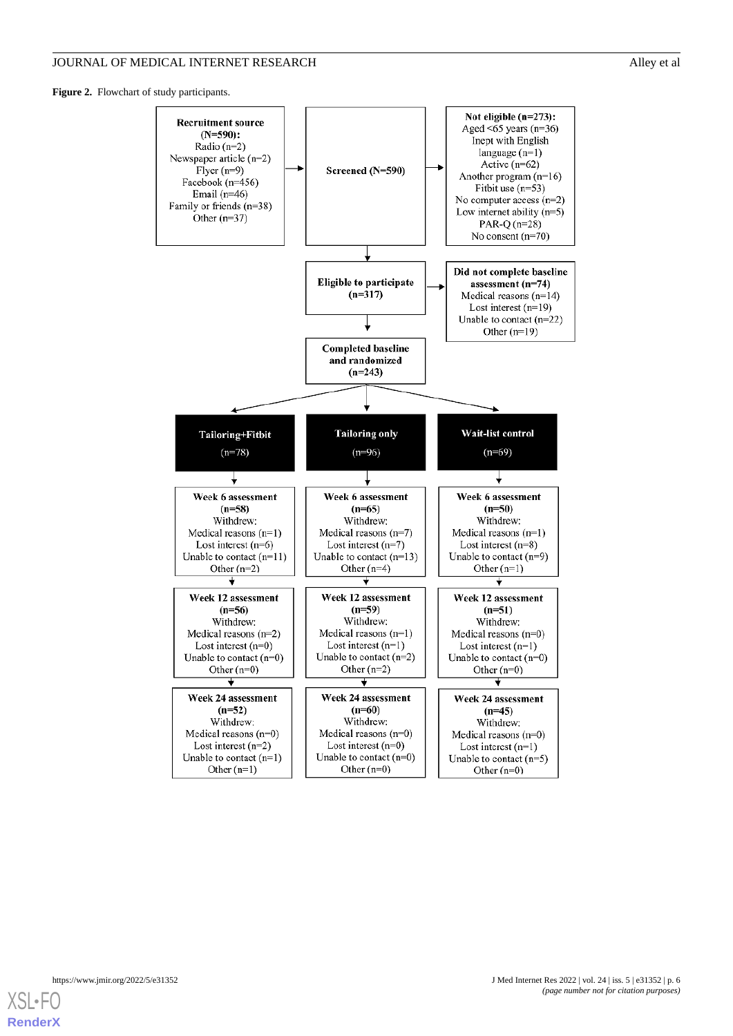**Figure 2.** Flowchart of study participants.

**Recruitment source (N=590):**
Radio (n=2)
Newspaper article (n=2)
Flyer (n=9)
Facebook (n=456)
Email (n=46)
Family or friends (n=38)
Other (n=37)

**Screened (N=590)**

**Not eligible (n=273):**
Aged <65 years (n=36)
Inept with English language (n=1)
Active (n=62)
Another program (n=16)
Fitbit use (n=53)
No computer access (n=2)
Low internet ability (n=5)
PAR-Q (n=28)
No consent (n=70)

**Eligible to participate (n=317)**

**Did not complete baseline assessment (n=74)**
Medical reasons (n=14)
Lost interest (n=19)
Unable to contact (n=22)
Other (n=19)

**Completed baseline and randomized (n=243)**

| **Tailoring+Fitbit (n=78)** | **Tailoring only (n=96)** | **Wait-list control (n=69)** |
| --- | --- | --- |
| **Week 6 assessment (n=58)** Withdrew: Medical reasons (n=1) Lost interest (n=6) Unable to contact (n=11) Other (n=2) | **Week 6 assessment (n=65)** Withdrew: Medical reasons (n=7) Lost interest (n=7) Unable to contact (n=13) Other (n=4) | **Week 6 assessment (n=50)** Withdrew: Medical reasons (n=1) Lost interest (n=8) Unable to contact (n=9) Other (n=1) |
| **Week 12 assessment (n=56)** Withdrew: Medical reasons (n=2) Lost interest (n=0) Unable to contact (n=0) Other (n=0) | **Week 12 assessment (n=59)** Withdrew: Medical reasons (n=1) Lost interest (n=1) Unable to contact (n=2) Other (n=2) | **Week 12 assessment (n=51)** Withdrew: Medical reasons (n=0) Lost interest (n=1) Unable to contact (n=0) Other (n=0) |
| **Week 24 assessment (n=52)** Withdrew: Medical reasons (n=0) Lost interest (n=2) Unable to contact (n=1) Other (n=1) | **Week 24 assessment (n=60)** Withdrew: Medical reasons (n=0) Lost interest (n=0) Unable to contact (n=0) Other (n=0) | **Week 24 assessment (n=45)** Withdrew: Medical reasons (n=0) Lost interest (n=1) Unable to contact (n=5) Other (n=0) |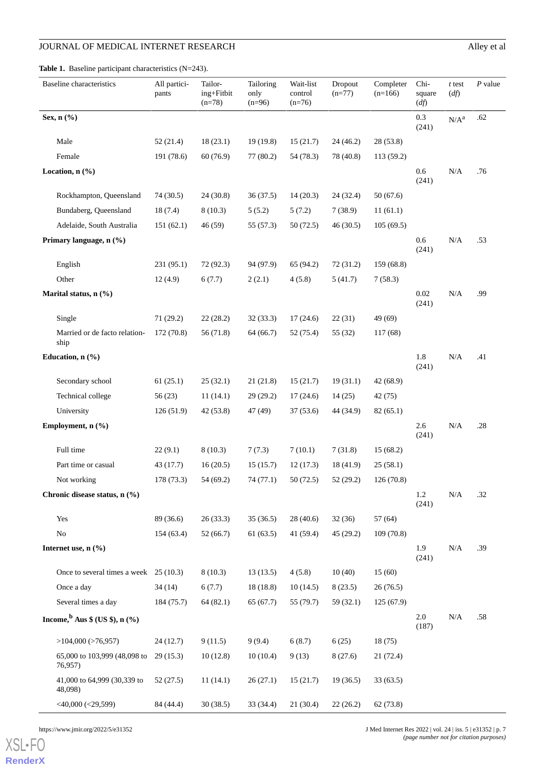**Table 1.** Baseline participant characteristics (N=243).

| Baseline characteristics | All participants | Tailoring+Fitbit (n=78) | Tailoring only (n=96) | Wait-list control (n=76) | Dropout (n=77) | Completer (n=166) | Chi-square (*df*) | *t* test (*df*) | *P* value |
|---|---|---|---|---|---|---|---|---|---|
| **Sex, n (%)** | | | | | | | 0.3 (241) | N/A[a] | .62 |
| Male | 52 (21.4) | 18 (23.1) | 19 (19.8) | 15 (21.7) | 24 (46.2) | 28 (53.8) | | | |
| Female | 191 (78.6) | 60 (76.9) | 77 (80.2) | 54 (78.3) | 78 (40.8) | 113 (59.2) | | | |
| **Location, n (%)** | | | | | | | 0.6 (241) | N/A | .76 |
| Rockhampton, Queensland | 74 (30.5) | 24 (30.8) | 36 (37.5) | 14 (20.3) | 24 (32.4) | 50 (67.6) | | | |
| Bundaberg, Queensland | 18 (7.4) | 8 (10.3) | 5 (5.2) | 5 (7.2) | 7 (38.9) | 11 (61.1) | | | |
| Adelaide, South Australia | 151 (62.1) | 46 (59) | 55 (57.3) | 50 (72.5) | 46 (30.5) | 105 (69.5) | | | |
| **Primary language, n (%)** | | | | | | | 0.6 (241) | N/A | .53 |
| English | 231 (95.1) | 72 (92.3) | 94 (97.9) | 65 (94.2) | 72 (31.2) | 159 (68.8) | | | |
| Other | 12 (4.9) | 6 (7.7) | 2 (2.1) | 4 (5.8) | 5 (41.7) | 7 (58.3) | | | |
| **Marital status, n (%)** | | | | | | | 0.02 (241) | N/A | .99 |
| Single | 71 (29.2) | 22 (28.2) | 32 (33.3) | 17 (24.6) | 22 (31) | 49 (69) | | | |
| Married or de facto relationship | 172 (70.8) | 56 (71.8) | 64 (66.7) | 52 (75.4) | 55 (32) | 117 (68) | | | |
| **Education, n (%)** | | | | | | | 1.8 (241) | N/A | .41 |
| Secondary school | 61 (25.1) | 25 (32.1) | 21 (21.8) | 15 (21.7) | 19 (31.1) | 42 (68.9) | | | |
| Technical college | 56 (23) | 11 (14.1) | 29 (29.2) | 17 (24.6) | 14 (25) | 42 (75) | | | |
| University | 126 (51.9) | 42 (53.8) | 47 (49) | 37 (53.6) | 44 (34.9) | 82 (65.1) | | | |
| **Employment, n (%)** | | | | | | | 2.6 (241) | N/A | .28 |
| Full time | 22 (9.1) | 8 (10.3) | 7 (7.3) | 7 (10.1) | 7 (31.8) | 15 (68.2) | | | |
| Part time or casual | 43 (17.7) | 16 (20.5) | 15 (15.7) | 12 (17.3) | 18 (41.9) | 25 (58.1) | | | |
| Not working | 178 (73.3) | 54 (69.2) | 74 (77.1) | 50 (72.5) | 52 (29.2) | 126 (70.8) | | | |
| **Chronic disease status, n (%)** | | | | | | | 1.2 (241) | N/A | .32 |
| Yes | 89 (36.6) | 26 (33.3) | 35 (36.5) | 28 (40.6) | 32 (36) | 57 (64) | | | |
| No | 154 (63.4) | 52 (66.7) | 61 (63.5) | 41 (59.4) | 45 (29.2) | 109 (70.8) | | | |
| **Internet use, n (%)** | | | | | | | 1.9 (241) | N/A | .39 |
| Once to several times a week | 25 (10.3) | 8 (10.3) | 13 (13.5) | 4 (5.8) | 10 (40) | 15 (60) | | | |
| Once a day | 34 (14) | 6 (7.7) | 18 (18.8) | 10 (14.5) | 8 (23.5) | 26 (76.5) | | | |
| Several times a day | 184 (75.7) | 64 (82.1) | 65 (67.7) | 55 (79.7) | 59 (32.1) | 125 (67.9) | | | |
| **Income,[b] Aus $ (US $), n (%)** | | | | | | | 2.0 (187) | N/A | .58 |
| >104,000 (>76,957) | 24 (12.7) | 9 (11.5) | 9 (9.4) | 6 (8.7) | 6 (25) | 18 (75) | | | |
| 65,000 to 103,999 (48,098 to 76,957) | 29 (15.3) | 10 (12.8) | 10 (10.4) | 9 (13) | 8 (27.6) | 21 (72.4) | | | |
| 41,000 to 64,999 (30,339 to 48,098) | 52 (27.5) | 11 (14.1) | 26 (27.1) | 15 (21.7) | 19 (36.5) | 33 (63.5) | | | |
| <40,000 (<29,599) | 84 (44.4) | 30 (38.5) | 33 (34.4) | 21 (30.4) | 22 (26.2) | 62 (73.8) | | | |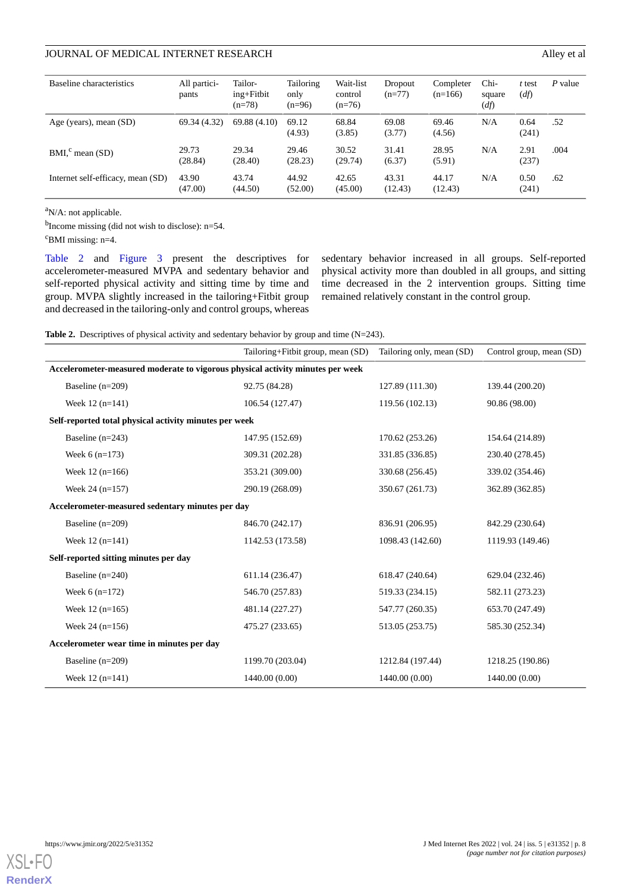| Baseline characteristics | All participants | Tailoring+Fitbit (n=78) | Tailoring only (n=96) | Wait-list control (n=76) | Dropout (n=77) | Completer (n=166) | Chi-square (*df*) | *t* test (*df*) | *P* value |
|---|---|---|---|---|---|---|---|---|---|
| Age (years), mean (SD) | 69.34 (4.32) | 69.88 (4.10) | 69.12 (4.93) | 68.84 (3.85) | 69.08 (3.77) | 69.46 (4.56) | N/A | 0.64 (241) | .52 |
| BMI,[c] mean (SD) | 29.73 (28.84) | 29.34 (28.40) | 29.46 (28.23) | 30.52 (29.74) | 31.41 (6.37) | 28.95 (5.91) | N/A | 2.91 (237) | .004 |
| Internet self-efficacy, mean (SD) | 43.90 (47.00) | 43.74 (44.50) | 44.92 (52.00) | 42.65 (45.00) | 43.31 (12.43) | 44.17 (12.43) | N/A | 0.50 (241) | .62 |

[a]N/A: not applicable.

[b]Income missing (did not wish to disclose): n=54.

[c]BMI missing: n=4.

Table 2 and Figure 3 present the descriptives for accelerometer-measured MVPA and sedentary behavior and self-reported physical activity and sitting time by time and group. MVPA slightly increased in the tailoring+Fitbit group and decreased in the tailoring-only and control groups, whereas sedentary behavior increased in all groups. Self-reported physical activity more than doubled in all groups, and sitting time decreased in the 2 intervention groups. Sitting time remained relatively constant in the control group.

**Table 2.** Descriptives of physical activity and sedentary behavior by group and time (N=243).

| | Tailoring+Fitbit group, mean (SD) | Tailoring only, mean (SD) | Control group, mean (SD) |
|---|---|---|---|
| **Accelerometer-measured moderate to vigorous physical activity minutes per week** | | | |
| Baseline (n=209) | 92.75 (84.28) | 127.89 (111.30) | 139.44 (200.20) |
| Week 12 (n=141) | 106.54 (127.47) | 119.56 (102.13) | 90.86 (98.00) |
| **Self-reported total physical activity minutes per week** | | | |
| Baseline (n=243) | 147.95 (152.69) | 170.62 (253.26) | 154.64 (214.89) |
| Week 6 (n=173) | 309.31 (202.28) | 331.85 (336.85) | 230.40 (278.45) |
| Week 12 (n=166) | 353.21 (309.00) | 330.68 (256.45) | 339.02 (354.46) |
| Week 24 (n=157) | 290.19 (268.09) | 350.67 (261.73) | 362.89 (362.85) |
| **Accelerometer-measured sedentary minutes per day** | | | |
| Baseline (n=209) | 846.70 (242.17) | 836.91 (206.95) | 842.29 (230.64) |
| Week 12 (n=141) | 1142.53 (173.58) | 1098.43 (142.60) | 1119.93 (149.46) |
| **Self-reported sitting minutes per day** | | | |
| Baseline (n=240) | 611.14 (236.47) | 618.47 (240.64) | 629.04 (232.46) |
| Week 6 (n=172) | 546.70 (257.83) | 519.33 (234.15) | 582.11 (273.23) |
| Week 12 (n=165) | 481.14 (227.27) | 547.77 (260.35) | 653.70 (247.49) |
| Week 24 (n=156) | 475.27 (233.65) | 513.05 (253.75) | 585.30 (252.34) |
| **Accelerometer wear time in minutes per day** | | | |
| Baseline (n=209) | 1199.70 (203.04) | 1212.84 (197.44) | 1218.25 (190.86) |
| Week 12 (n=141) | 1440.00 (0.00) | 1440.00 (0.00) | 1440.00 (0.00) |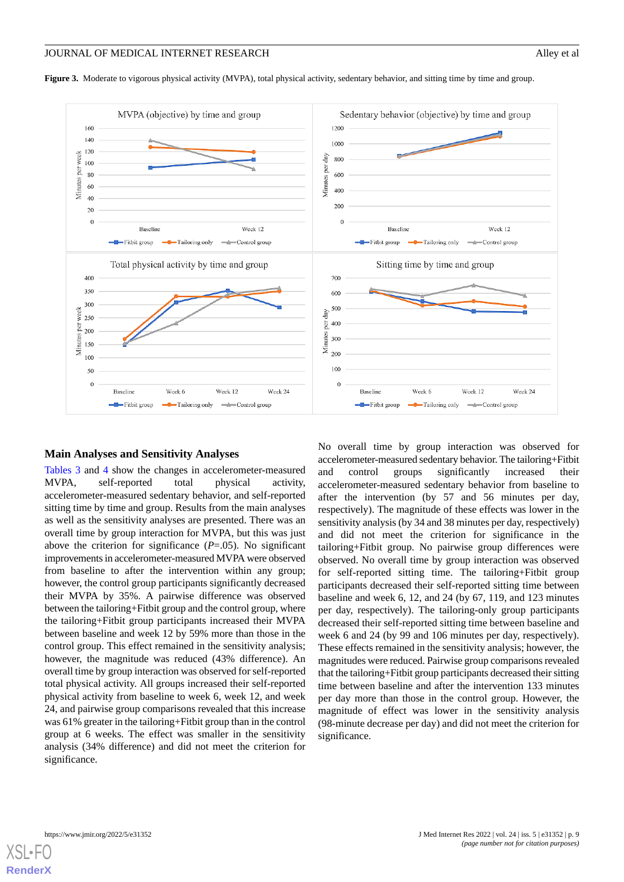**Figure 3.** Moderate to vigorous physical activity (MVPA), total physical activity, sedentary behavior, and sitting time by time and group.

## Main Analyses and Sensitivity Analyses

Tables 3 and 4 show the changes in accelerometer-measured MVPA, self-reported total physical activity, accelerometer-measured sedentary behavior, and self-reported sitting time by time and group. Results from the main analyses as well as the sensitivity analyses are presented. There was an overall time by group interaction for MVPA, but this was just above the criterion for significance (*P*=.05). No significant improvements in accelerometer-measured MVPA were observed from baseline to after the intervention within any group; however, the control group participants significantly decreased their MVPA by 35%. A pairwise difference was observed between the tailoring+Fitbit group and the control group, where the tailoring+Fitbit group participants increased their MVPA between baseline and week 12 by 59% more than those in the control group. This effect remained in the sensitivity analysis; however, the magnitude was reduced (43% difference). An overall time by group interaction was observed for self-reported total physical activity. All groups increased their self-reported physical activity from baseline to week 6, week 12, and week 24, and pairwise group comparisons revealed that this increase was 61% greater in the tailoring+Fitbit group than in the control group at 6 weeks. The effect was smaller in the sensitivity analysis (34% difference) and did not meet the criterion for significance.

No overall time by group interaction was observed for accelerometer-measured sedentary behavior. The tailoring+Fitbit and control groups significantly increased their accelerometer-measured sedentary behavior from baseline to after the intervention (by 57 and 56 minutes per day, respectively). The magnitude of these effects was lower in the sensitivity analysis (by 34 and 38 minutes per day, respectively) and did not meet the criterion for significance in the tailoring+Fitbit group. No pairwise group differences were observed. No overall time by group interaction was observed for self-reported sitting time. The tailoring+Fitbit group participants decreased their self-reported sitting time between baseline and week 6, 12, and 24 (by 67, 119, and 123 minutes per day, respectively). The tailoring-only group participants decreased their self-reported sitting time between baseline and week 6 and 24 (by 99 and 106 minutes per day, respectively). These effects remained in the sensitivity analysis; however, the magnitudes were reduced. Pairwise group comparisons revealed that the tailoring+Fitbit group participants decreased their sitting time between baseline and after the intervention 133 minutes per day more than those in the control group. However, the magnitude of effect was lower in the sensitivity analysis (98-minute decrease per day) and did not meet the criterion for significance.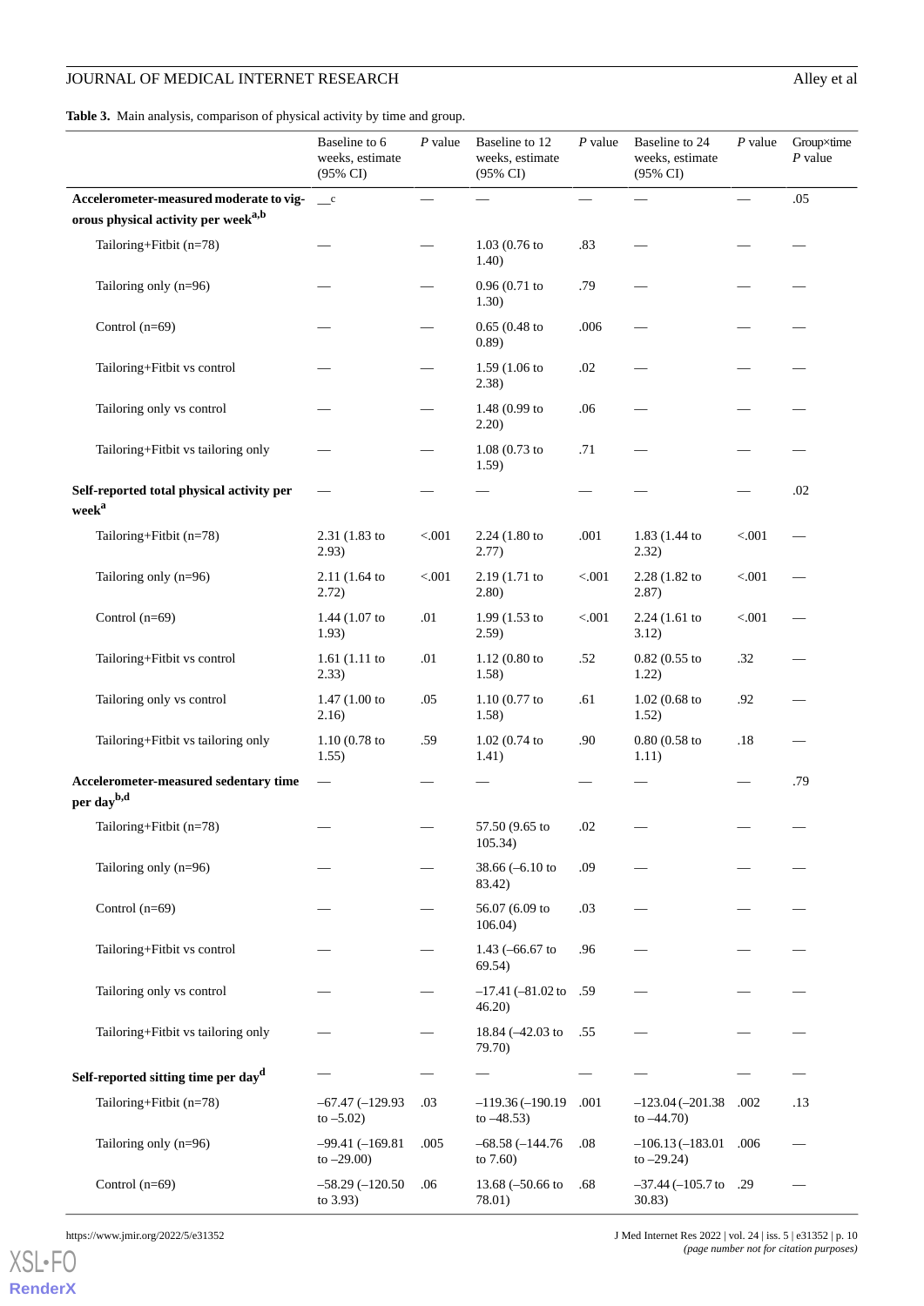**Table 3.** Main analysis, comparison of physical activity by time and group.

| | Baseline to 6 weeks, estimate (95% CI) | *P* value | Baseline to 12 weeks, estimate (95% CI) | *P* value | Baseline to 24 weeks, estimate (95% CI) | *P* value | Group×time *P* value |
|---|---|---|---|---|---|---|---|
| **Accelerometer-measured moderate to vigorous physical activity per week**[a,b] | —[c] | — | — | — | — | — | .05 |
| Tailoring+Fitbit (n=78) | — | — | 1.03 (0.76 to 1.40) | .83 | — | — | — |
| Tailoring only (n=96) | — | — | 0.96 (0.71 to 1.30) | .79 | — | — | — |
| Control (n=69) | — | — | 0.65 (0.48 to 0.89) | .006 | — | — | — |
| Tailoring+Fitbit vs control | — | — | 1.59 (1.06 to 2.38) | .02 | — | — | — |
| Tailoring only vs control | — | — | 1.48 (0.99 to 2.20) | .06 | — | — | — |
| Tailoring+Fitbit vs tailoring only | — | — | 1.08 (0.73 to 1.59) | .71 | — | — | — |
| **Self-reported total physical activity per week**[a] | — | — | — | — | — | — | .02 |
| Tailoring+Fitbit (n=78) | 2.31 (1.83 to 2.93) | <.001 | 2.24 (1.80 to 2.77) | .001 | 1.83 (1.44 to 2.32) | <.001 | — |
| Tailoring only (n=96) | 2.11 (1.64 to 2.72) | <.001 | 2.19 (1.71 to 2.80) | <.001 | 2.28 (1.82 to 2.87) | <.001 | — |
| Control (n=69) | 1.44 (1.07 to 1.93) | .01 | 1.99 (1.53 to 2.59) | <.001 | 2.24 (1.61 to 3.12) | <.001 | — |
| Tailoring+Fitbit vs control | 1.61 (1.11 to 2.33) | .01 | 1.12 (0.80 to 1.58) | .52 | 0.82 (0.55 to 1.22) | .32 | — |
| Tailoring only vs control | 1.47 (1.00 to 2.16) | .05 | 1.10 (0.77 to 1.58) | .61 | 1.02 (0.68 to 1.52) | .92 | — |
| Tailoring+Fitbit vs tailoring only | 1.10 (0.78 to 1.55) | .59 | 1.02 (0.74 to 1.41) | .90 | 0.80 (0.58 to 1.11) | .18 | — |
| **Accelerometer-measured sedentary time per day**[b,d] | — | — | — | — | — | — | .79 |
| Tailoring+Fitbit (n=78) | — | — | 57.50 (9.65 to 105.34) | .02 | — | — | — |
| Tailoring only (n=96) | — | — | 38.66 (–6.10 to 83.42) | .09 | — | — | — |
| Control (n=69) | — | — | 56.07 (6.09 to 106.04) | .03 | — | — | — |
| Tailoring+Fitbit vs control | — | — | 1.43 (–66.67 to 69.54) | .96 | — | — | — |
| Tailoring only vs control | — | — | –17.41 (–81.02 to 46.20) | .59 | — | — | — |
| Tailoring+Fitbit vs tailoring only | — | — | 18.84 (–42.03 to 79.70) | .55 | — | — | — |
| **Self-reported sitting time per day**[d] | — | — | — | — | — | — | — |
| Tailoring+Fitbit (n=78) | –67.47 (–129.93 to –5.02) | .03 | –119.36 (–190.19 to –48.53) | .001 | –123.04 (–201.38 to –44.70) | .002 | .13 |
| Tailoring only (n=96) | –99.41 (–169.81 to –29.00) | .005 | –68.58 (–144.76 to 7.60) | .08 | –106.13 (–183.01 to –29.24) | .006 | — |
| Control (n=69) | –58.29 (–120.50 to 3.93) | .06 | 13.68 (–50.66 to 78.01) | .68 | –37.44 (–105.7 to 30.83) | .29 | — |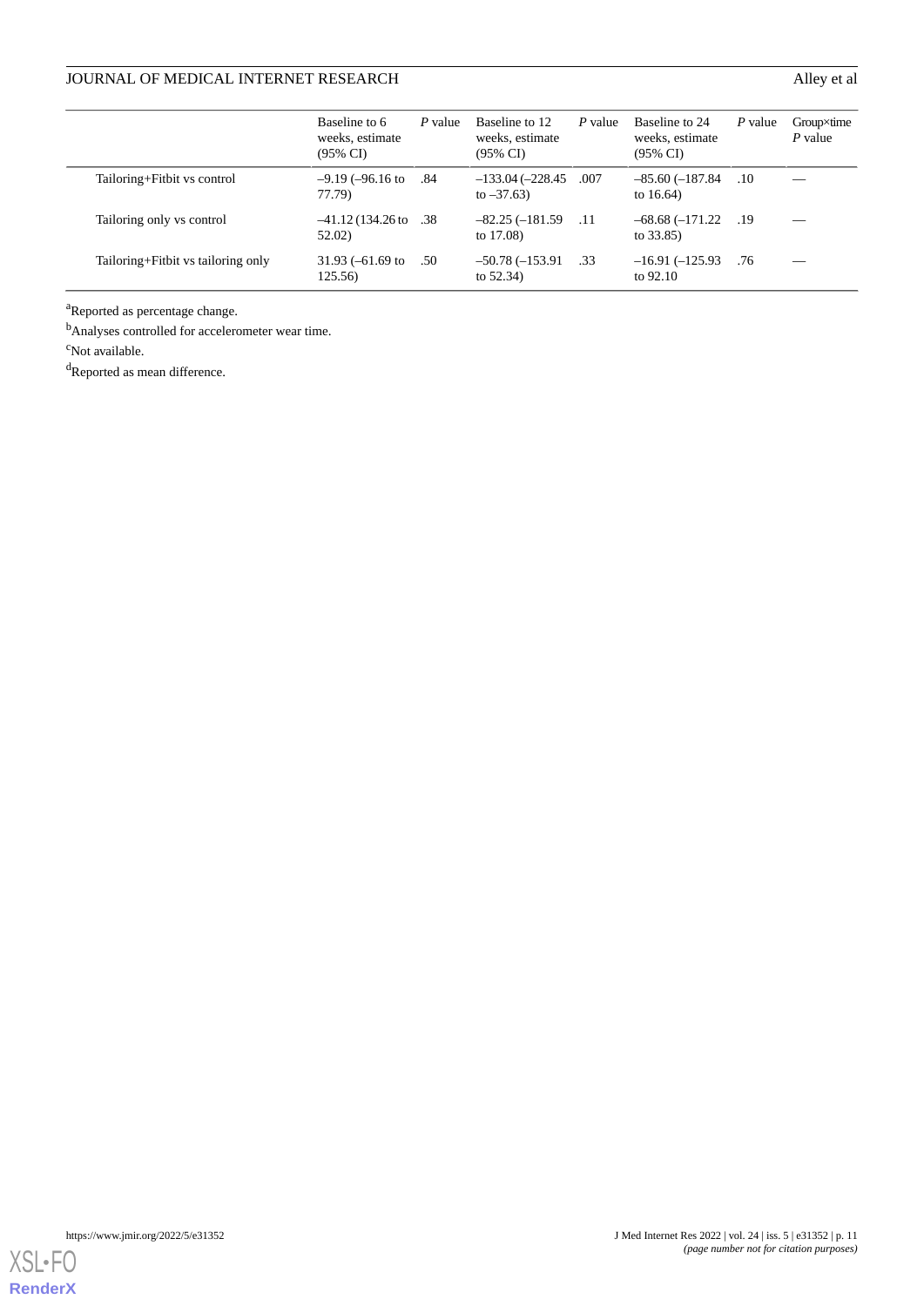| | Baseline to 6 weeks, estimate (95% CI) | *P* value | Baseline to 12 weeks, estimate (95% CI) | *P* value | Baseline to 24 weeks, estimate (95% CI) | *P* value | Group×time *P* value |
|---|---|---|---|---|---|---|---|
| Tailoring+Fitbit vs control | –9.19 (–96.16 to 77.79) | .84 | –133.04 (–228.45 to –37.63) | .007 | –85.60 (–187.84 to 16.64) | .10 | — |
| Tailoring only vs control | –41.12 (134.26 to 52.02) | .38 | –82.25 (–181.59 to 17.08) | .11 | –68.68 (–171.22 to 33.85) | .19 | — |
| Tailoring+Fitbit vs tailoring only | 31.93 (–61.69 to 125.56) | .50 | –50.78 (–153.91 to 52.34) | .33 | –16.91 (–125.93 to 92.10 | .76 | — |

[a]Reported as percentage change.

[b]Analyses controlled for accelerometer wear time.

[c]Not available.

[d]Reported as mean difference.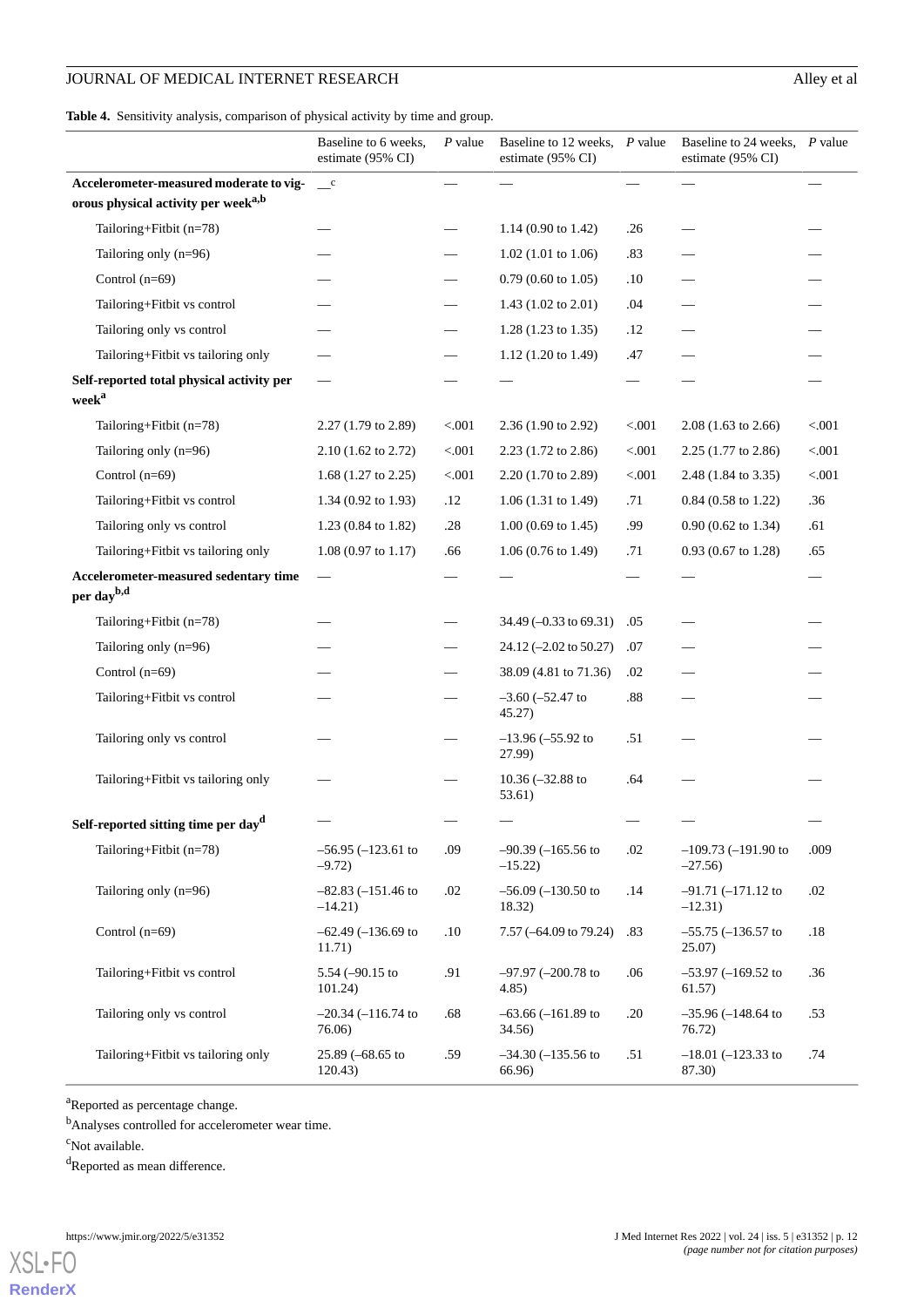**Table 4.** Sensitivity analysis, comparison of physical activity by time and group.

| | Baseline to 6 weeks, estimate (95% CI) | *P* value | Baseline to 12 weeks, estimate (95% CI) | *P* value | Baseline to 24 weeks, estimate (95% CI) | *P* value |
|---|---|---|---|---|---|---|
| **Accelerometer-measured moderate to vigorous physical activity per week[a,b]** | —[c] | — | — | — | — | — |
| Tailoring+Fitbit (n=78) | — | — | 1.14 (0.90 to 1.42) | .26 | — | — |
| Tailoring only (n=96) | — | — | 1.02 (1.01 to 1.06) | .83 | — | — |
| Control (n=69) | — | — | 0.79 (0.60 to 1.05) | .10 | — | — |
| Tailoring+Fitbit vs control | — | — | 1.43 (1.02 to 2.01) | .04 | — | — |
| Tailoring only vs control | — | — | 1.28 (1.23 to 1.35) | .12 | — | — |
| Tailoring+Fitbit vs tailoring only | — | — | 1.12 (1.20 to 1.49) | .47 | — | — |
| **Self-reported total physical activity per week[a]** | — | — | — | — | — | — |
| Tailoring+Fitbit (n=78) | 2.27 (1.79 to 2.89) | <.001 | 2.36 (1.90 to 2.92) | <.001 | 2.08 (1.63 to 2.66) | <.001 |
| Tailoring only (n=96) | 2.10 (1.62 to 2.72) | <.001 | 2.23 (1.72 to 2.86) | <.001 | 2.25 (1.77 to 2.86) | <.001 |
| Control (n=69) | 1.68 (1.27 to 2.25) | <.001 | 2.20 (1.70 to 2.89) | <.001 | 2.48 (1.84 to 3.35) | <.001 |
| Tailoring+Fitbit vs control | 1.34 (0.92 to 1.93) | .12 | 1.06 (1.31 to 1.49) | .71 | 0.84 (0.58 to 1.22) | .36 |
| Tailoring only vs control | 1.23 (0.84 to 1.82) | .28 | 1.00 (0.69 to 1.45) | .99 | 0.90 (0.62 to 1.34) | .61 |
| Tailoring+Fitbit vs tailoring only | 1.08 (0.97 to 1.17) | .66 | 1.06 (0.76 to 1.49) | .71 | 0.93 (0.67 to 1.28) | .65 |
| **Accelerometer-measured sedentary time per day[b,d]** | — | — | — | — | — | — |
| Tailoring+Fitbit (n=78) | — | — | 34.49 (–0.33 to 69.31) | .05 | — | — |
| Tailoring only (n=96) | — | — | 24.12 (–2.02 to 50.27) | .07 | — | — |
| Control (n=69) | — | — | 38.09 (4.81 to 71.36) | .02 | — | — |
| Tailoring+Fitbit vs control | — | — | –3.60 (–52.47 to 45.27) | .88 | — | — |
| Tailoring only vs control | — | — | –13.96 (–55.92 to 27.99) | .51 | — | — |
| Tailoring+Fitbit vs tailoring only | — | — | 10.36 (–32.88 to 53.61) | .64 | — | — |
| **Self-reported sitting time per day[d]** | — | — | — | — | — | — |
| Tailoring+Fitbit (n=78) | –56.95 (–123.61 to –9.72) | .09 | –90.39 (–165.56 to –15.22) | .02 | –109.73 (–191.90 to –27.56) | .009 |
| Tailoring only (n=96) | –82.83 (–151.46 to –14.21) | .02 | –56.09 (–130.50 to 18.32) | .14 | –91.71 (–171.12 to –12.31) | .02 |
| Control (n=69) | –62.49 (–136.69 to 11.71) | .10 | 7.57 (–64.09 to 79.24) | .83 | –55.75 (–136.57 to 25.07) | .18 |
| Tailoring+Fitbit vs control | 5.54 (–90.15 to 101.24) | .91 | –97.97 (–200.78 to 4.85) | .06 | –53.97 (–169.52 to 61.57) | .36 |
| Tailoring only vs control | –20.34 (–116.74 to 76.06) | .68 | –63.66 (–161.89 to 34.56) | .20 | –35.96 (–148.64 to 76.72) | .53 |
| Tailoring+Fitbit vs tailoring only | 25.89 (–68.65 to 120.43) | .59 | –34.30 (–135.56 to 66.96) | .51 | –18.01 (–123.33 to 87.30) | .74 |

[a]Reported as percentage change.

[b]Analyses controlled for accelerometer wear time.

[c]Not available.

[d]Reported as mean difference.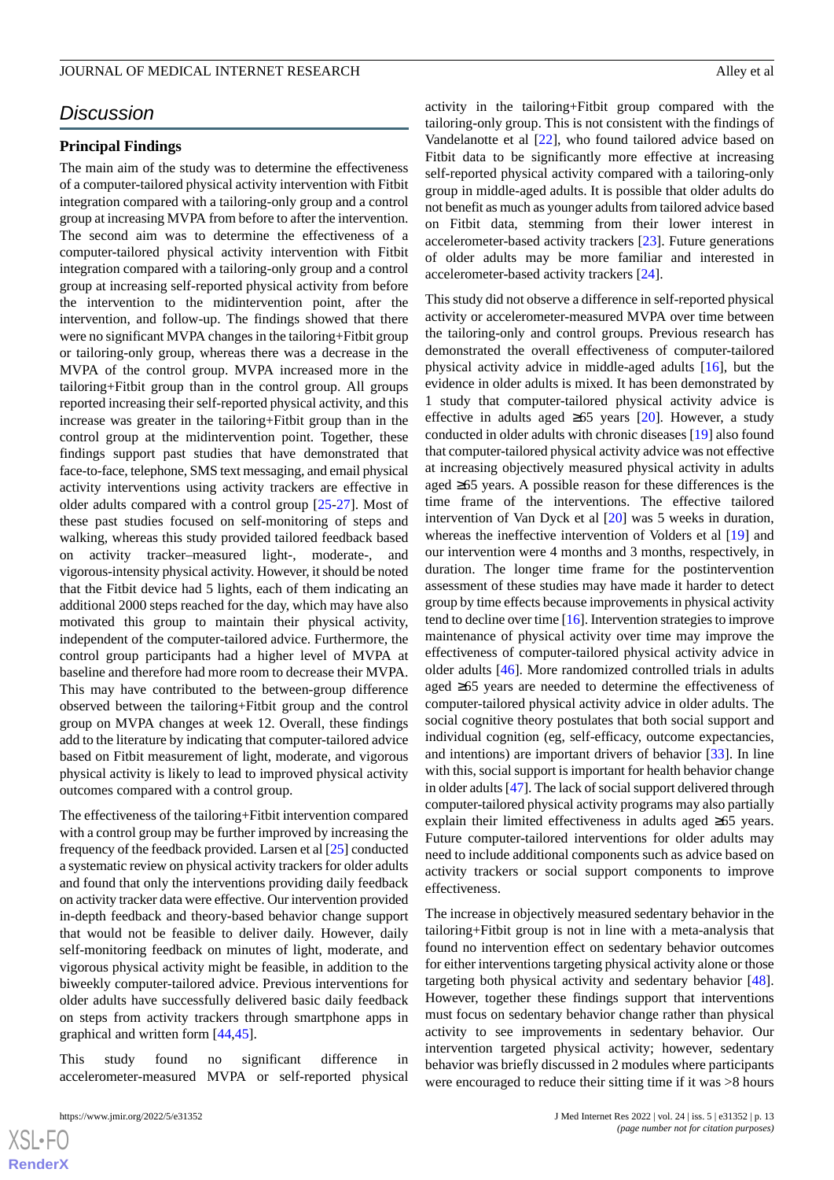## Discussion

### Principal Findings

The main aim of the study was to determine the effectiveness of a computer-tailored physical activity intervention with Fitbit integration compared with a tailoring-only group and a control group at increasing MVPA from before to after the intervention. The second aim was to determine the effectiveness of a computer-tailored physical activity intervention with Fitbit integration compared with a tailoring-only group and a control group at increasing self-reported physical activity from before the intervention to the midintervention point, after the intervention, and follow-up. The findings showed that there were no significant MVPA changes in the tailoring+Fitbit group or tailoring-only group, whereas there was a decrease in the MVPA of the control group. MVPA increased more in the tailoring+Fitbit group than in the control group. All groups reported increasing their self-reported physical activity, and this increase was greater in the tailoring+Fitbit group than in the control group at the midintervention point. Together, these findings support past studies that have demonstrated that face-to-face, telephone, SMS text messaging, and email physical activity interventions using activity trackers are effective in older adults compared with a control group [25-27]. Most of these past studies focused on self-monitoring of steps and walking, whereas this study provided tailored feedback based on activity tracker–measured light-, moderate-, and vigorous-intensity physical activity. However, it should be noted that the Fitbit device had 5 lights, each of them indicating an additional 2000 steps reached for the day, which may have also motivated this group to maintain their physical activity, independent of the computer-tailored advice. Furthermore, the control group participants had a higher level of MVPA at baseline and therefore had more room to decrease their MVPA. This may have contributed to the between-group difference observed between the tailoring+Fitbit group and the control group on MVPA changes at week 12. Overall, these findings add to the literature by indicating that computer-tailored advice based on Fitbit measurement of light, moderate, and vigorous physical activity is likely to lead to improved physical activity outcomes compared with a control group.

The effectiveness of the tailoring+Fitbit intervention compared with a control group may be further improved by increasing the frequency of the feedback provided. Larsen et al [25] conducted a systematic review on physical activity trackers for older adults and found that only the interventions providing daily feedback on activity tracker data were effective. Our intervention provided in-depth feedback and theory-based behavior change support that would not be feasible to deliver daily. However, daily self-monitoring feedback on minutes of light, moderate, and vigorous physical activity might be feasible, in addition to the biweekly computer-tailored advice. Previous interventions for older adults have successfully delivered basic daily feedback on steps from activity trackers through smartphone apps in graphical and written form [44,45].

This study found no significant difference in accelerometer-measured MVPA or self-reported physical activity in the tailoring+Fitbit group compared with the tailoring-only group. This is not consistent with the findings of Vandelanotte et al [22], who found tailored advice based on Fitbit data to be significantly more effective at increasing self-reported physical activity compared with a tailoring-only group in middle-aged adults. It is possible that older adults do not benefit as much as younger adults from tailored advice based on Fitbit data, stemming from their lower interest in accelerometer-based activity trackers [23]. Future generations of older adults may be more familiar and interested in accelerometer-based activity trackers [24].

This study did not observe a difference in self-reported physical activity or accelerometer-measured MVPA over time between the tailoring-only and control groups. Previous research has demonstrated the overall effectiveness of computer-tailored physical activity advice in middle-aged adults [16], but the evidence in older adults is mixed. It has been demonstrated by 1 study that computer-tailored physical activity advice is effective in adults aged ≥65 years [20]. However, a study conducted in older adults with chronic diseases [19] also found that computer-tailored physical activity advice was not effective at increasing objectively measured physical activity in adults aged ≥65 years. A possible reason for these differences is the time frame of the interventions. The effective tailored intervention of Van Dyck et al [20] was 5 weeks in duration, whereas the ineffective intervention of Volders et al [19] and our intervention were 4 months and 3 months, respectively, in duration. The longer time frame for the postintervention assessment of these studies may have made it harder to detect group by time effects because improvements in physical activity tend to decline over time [16]. Intervention strategies to improve maintenance of physical activity over time may improve the effectiveness of computer-tailored physical activity advice in older adults [46]. More randomized controlled trials in adults aged ≥65 years are needed to determine the effectiveness of computer-tailored physical activity advice in older adults. The social cognitive theory postulates that both social support and individual cognition (eg, self-efficacy, outcome expectancies, and intentions) are important drivers of behavior [33]. In line with this, social support is important for health behavior change in older adults [47]. The lack of social support delivered through computer-tailored physical activity programs may also partially explain their limited effectiveness in adults aged ≥65 years. Future computer-tailored interventions for older adults may need to include additional components such as advice based on activity trackers or social support components to improve effectiveness.

The increase in objectively measured sedentary behavior in the tailoring+Fitbit group is not in line with a meta-analysis that found no intervention effect on sedentary behavior outcomes for either interventions targeting physical activity alone or those targeting both physical activity and sedentary behavior [48]. However, together these findings support that interventions must focus on sedentary behavior change rather than physical activity to see improvements in sedentary behavior. Our intervention targeted physical activity; however, sedentary behavior was briefly discussed in 2 modules where participants were encouraged to reduce their sitting time if it was >8 hours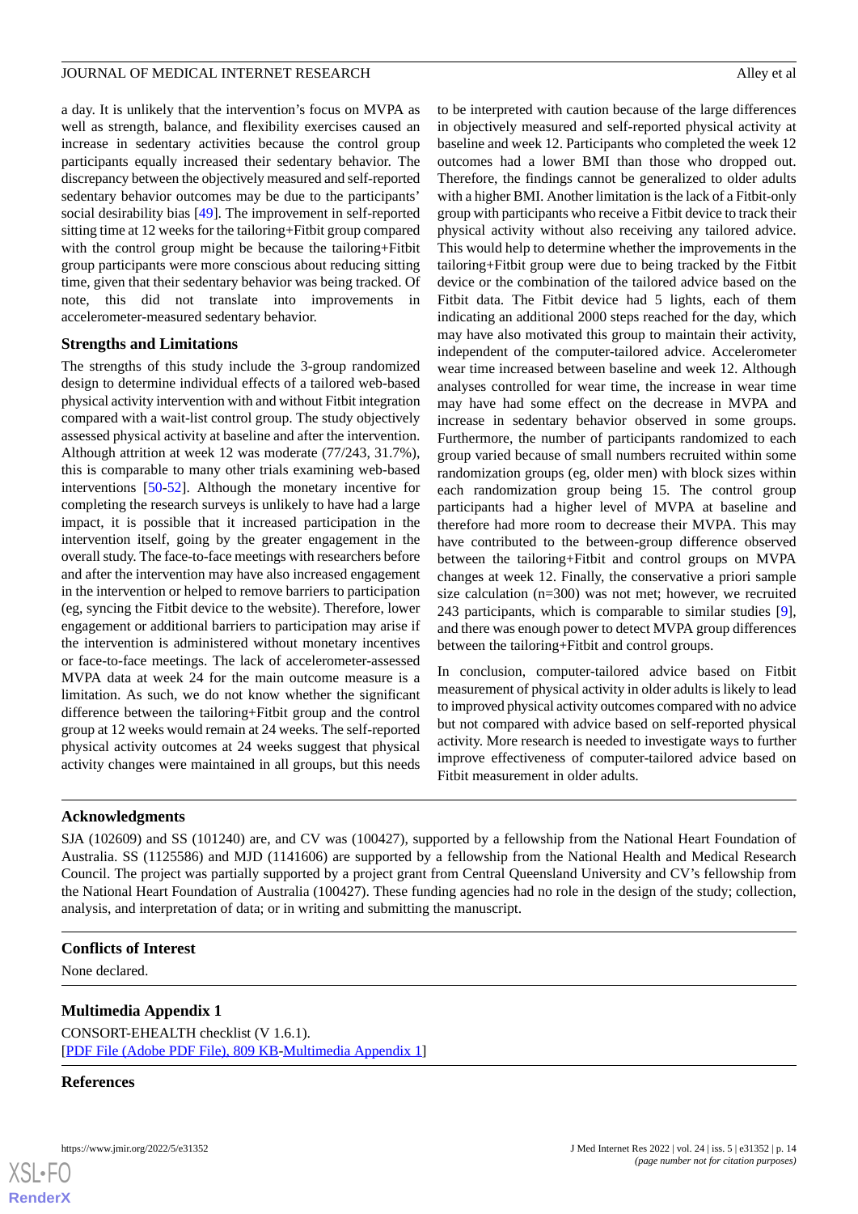a day. It is unlikely that the intervention's focus on MVPA as well as strength, balance, and flexibility exercises caused an increase in sedentary activities because the control group participants equally increased their sedentary behavior. The discrepancy between the objectively measured and self-reported sedentary behavior outcomes may be due to the participants' social desirability bias [49]. The improvement in self-reported sitting time at 12 weeks for the tailoring+Fitbit group compared with the control group might be because the tailoring+Fitbit group participants were more conscious about reducing sitting time, given that their sedentary behavior was being tracked. Of note, this did not translate into improvements in accelerometer-measured sedentary behavior.

### Strengths and Limitations

The strengths of this study include the 3-group randomized design to determine individual effects of a tailored web-based physical activity intervention with and without Fitbit integration compared with a wait-list control group. The study objectively assessed physical activity at baseline and after the intervention. Although attrition at week 12 was moderate (77/243, 31.7%), this is comparable to many other trials examining web-based interventions [50-52]. Although the monetary incentive for completing the research surveys is unlikely to have had a large impact, it is possible that it increased participation in the intervention itself, going by the greater engagement in the overall study. The face-to-face meetings with researchers before and after the intervention may have also increased engagement in the intervention or helped to remove barriers to participation (eg, syncing the Fitbit device to the website). Therefore, lower engagement or additional barriers to participation may arise if the intervention is administered without monetary incentives or face-to-face meetings. The lack of accelerometer-assessed MVPA data at week 24 for the main outcome measure is a limitation. As such, we do not know whether the significant difference between the tailoring+Fitbit group and the control group at 12 weeks would remain at 24 weeks. The self-reported physical activity outcomes at 24 weeks suggest that physical activity changes were maintained in all groups, but this needs to be interpreted with caution because of the large differences in objectively measured and self-reported physical activity at baseline and week 12. Participants who completed the week 12 outcomes had a lower BMI than those who dropped out. Therefore, the findings cannot be generalized to older adults with a higher BMI. Another limitation is the lack of a Fitbit-only group with participants who receive a Fitbit device to track their physical activity without also receiving any tailored advice. This would help to determine whether the improvements in the tailoring+Fitbit group were due to being tracked by the Fitbit device or the combination of the tailored advice based on the Fitbit data. The Fitbit device had 5 lights, each of them indicating an additional 2000 steps reached for the day, which may have also motivated this group to maintain their activity, independent of the computer-tailored advice. Accelerometer wear time increased between baseline and week 12. Although analyses controlled for wear time, the increase in wear time may have had some effect on the decrease in MVPA and increase in sedentary behavior observed in some groups. Furthermore, the number of participants randomized to each group varied because of small numbers recruited within some randomization groups (eg, older men) with block sizes within each randomization group being 15. The control group participants had a higher level of MVPA at baseline and therefore had more room to decrease their MVPA. This may have contributed to the between-group difference observed between the tailoring+Fitbit and control groups on MVPA changes at week 12. Finally, the conservative a priori sample size calculation (n=300) was not met; however, we recruited 243 participants, which is comparable to similar studies [9], and there was enough power to detect MVPA group differences between the tailoring+Fitbit and control groups.

In conclusion, computer-tailored advice based on Fitbit measurement of physical activity in older adults is likely to lead to improved physical activity outcomes compared with no advice but not compared with advice based on self-reported physical activity. More research is needed to investigate ways to further improve effectiveness of computer-tailored advice based on Fitbit measurement in older adults.

## Acknowledgments

SJA (102609) and SS (101240) are, and CV was (100427), supported by a fellowship from the National Heart Foundation of Australia. SS (1125586) and MJD (1141606) are supported by a fellowship from the National Health and Medical Research Council. The project was partially supported by a project grant from Central Queensland University and CV's fellowship from the National Heart Foundation of Australia (100427). These funding agencies had no role in the design of the study; collection, analysis, and interpretation of data; or in writing and submitting the manuscript.

## Conflicts of Interest

None declared.

## Multimedia Appendix 1

CONSORT-EHEALTH checklist (V 1.6.1).
[PDF File (Adobe PDF File), 809 KB-Multimedia Appendix 1]

## References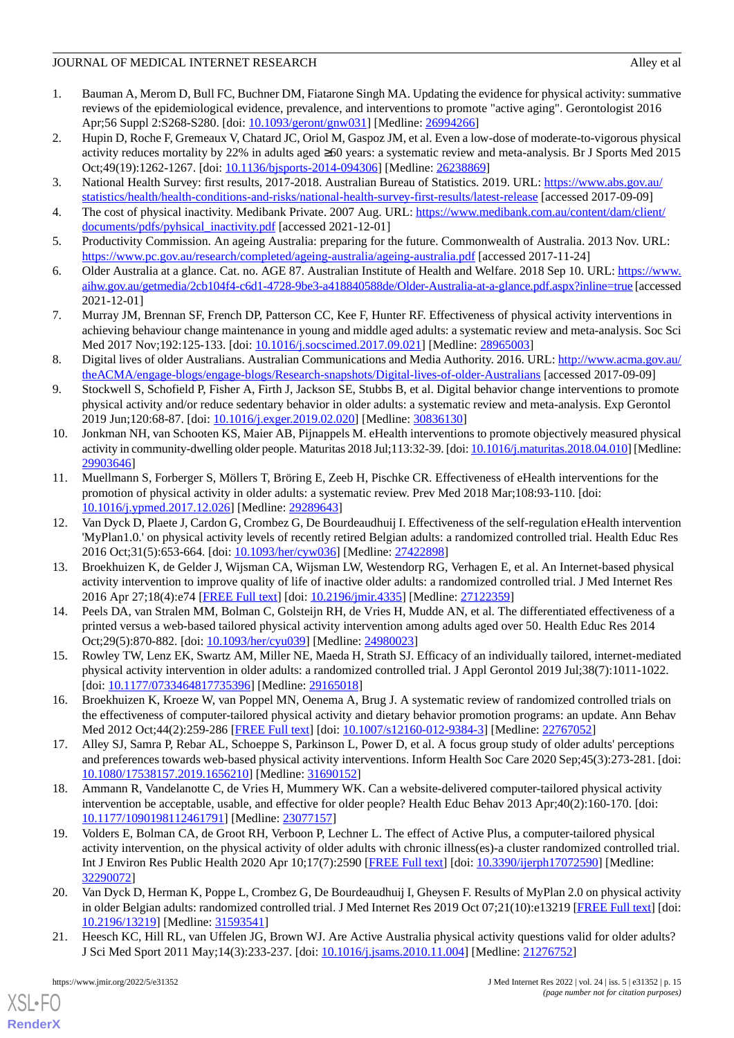1. Bauman A, Merom D, Bull FC, Buchner DM, Fiatarone Singh MA. Updating the evidence for physical activity: summative reviews of the epidemiological evidence, prevalence, and interventions to promote "active aging". Gerontologist 2016 Apr;56 Suppl 2:S268-S280. [doi: 10.1093/geront/gnw031] [Medline: 26994266]
2. Hupin D, Roche F, Gremeaux V, Chatard JC, Oriol M, Gaspoz JM, et al. Even a low-dose of moderate-to-vigorous physical activity reduces mortality by 22% in adults aged ≥60 years: a systematic review and meta-analysis. Br J Sports Med 2015 Oct;49(19):1262-1267. [doi: 10.1136/bjsports-2014-094306] [Medline: 26238869]
3. National Health Survey: first results, 2017-2018. Australian Bureau of Statistics. 2019. URL: https://www.abs.gov.au/statistics/health/health-conditions-and-risks/national-health-survey-first-results/latest-release [accessed 2017-09-09]
4. The cost of physical inactivity. Medibank Private. 2007 Aug. URL: https://www.medibank.com.au/content/dam/client/documents/pdfs/pyhsical_inactivity.pdf [accessed 2021-12-01]
5. Productivity Commission. An ageing Australia: preparing for the future. Commonwealth of Australia. 2013 Nov. URL: https://www.pc.gov.au/research/completed/ageing-australia/ageing-australia.pdf [accessed 2017-11-24]
6. Older Australia at a glance. Cat. no. AGE 87. Australian Institute of Health and Welfare. 2018 Sep 10. URL: https://www.aihw.gov.au/getmedia/2cb104f4-c6d1-4728-9be3-a418840588de/Older-Australia-at-a-glance.pdf.aspx?inline=true [accessed 2021-12-01]
7. Murray JM, Brennan SF, French DP, Patterson CC, Kee F, Hunter RF. Effectiveness of physical activity interventions in achieving behaviour change maintenance in young and middle aged adults: a systematic review and meta-analysis. Soc Sci Med 2017 Nov;192:125-133. [doi: 10.1016/j.socscimed.2017.09.021] [Medline: 28965003]
8. Digital lives of older Australians. Australian Communications and Media Authority. 2016. URL: http://www.acma.gov.au/theACMA/engage-blogs/engage-blogs/Research-snapshots/Digital-lives-of-older-Australians [accessed 2017-09-09]
9. Stockwell S, Schofield P, Fisher A, Firth J, Jackson SE, Stubbs B, et al. Digital behavior change interventions to promote physical activity and/or reduce sedentary behavior in older adults: a systematic review and meta-analysis. Exp Gerontol 2019 Jun;120:68-87. [doi: 10.1016/j.exger.2019.02.020] [Medline: 30836130]
10. Jonkman NH, van Schooten KS, Maier AB, Pijnappels M. eHealth interventions to promote objectively measured physical activity in community-dwelling older people. Maturitas 2018 Jul;113:32-39. [doi: 10.1016/j.maturitas.2018.04.010] [Medline: 29903646]
11. Muellmann S, Forberger S, Möllers T, Bröring E, Zeeb H, Pischke CR. Effectiveness of eHealth interventions for the promotion of physical activity in older adults: a systematic review. Prev Med 2018 Mar;108:93-110. [doi: 10.1016/j.ypmed.2017.12.026] [Medline: 29289643]
12. Van Dyck D, Plaete J, Cardon G, Crombez G, De Bourdeaudhuij I. Effectiveness of the self-regulation eHealth intervention 'MyPlan1.0.' on physical activity levels of recently retired Belgian adults: a randomized controlled trial. Health Educ Res 2016 Oct;31(5):653-664. [doi: 10.1093/her/cyw036] [Medline: 27422898]
13. Broekhuizen K, de Gelder J, Wijsman CA, Wijsman LW, Westendorp RG, Verhagen E, et al. An Internet-based physical activity intervention to improve quality of life of inactive older adults: a randomized controlled trial. J Med Internet Res 2016 Apr 27;18(4):e74 [FREE Full text] [doi: 10.2196/jmir.4335] [Medline: 27122359]
14. Peels DA, van Stralen MM, Bolman C, Golsteijn RH, de Vries H, Mudde AN, et al. The differentiated effectiveness of a printed versus a web-based tailored physical activity intervention among adults aged over 50. Health Educ Res 2014 Oct;29(5):870-882. [doi: 10.1093/her/cyu039] [Medline: 24980023]
15. Rowley TW, Lenz EK, Swartz AM, Miller NE, Maeda H, Strath SJ. Efficacy of an individually tailored, internet-mediated physical activity intervention in older adults: a randomized controlled trial. J Appl Gerontol 2019 Jul;38(7):1011-1022. [doi: 10.1177/0733464817735396] [Medline: 29165018]
16. Broekhuizen K, Kroeze W, van Poppel MN, Oenema A, Brug J. A systematic review of randomized controlled trials on the effectiveness of computer-tailored physical activity and dietary behavior promotion programs: an update. Ann Behav Med 2012 Oct;44(2):259-286 [FREE Full text] [doi: 10.1007/s12160-012-9384-3] [Medline: 22767052]
17. Alley SJ, Samra P, Rebar AL, Schoeppe S, Parkinson L, Power D, et al. A focus group study of older adults' perceptions and preferences towards web-based physical activity interventions. Inform Health Soc Care 2020 Sep;45(3):273-281. [doi: 10.1080/17538157.2019.1656210] [Medline: 31690152]
18. Ammann R, Vandelanotte C, de Vries H, Mummery WK. Can a website-delivered computer-tailored physical activity intervention be acceptable, usable, and effective for older people? Health Educ Behav 2013 Apr;40(2):160-170. [doi: 10.1177/1090198112461791] [Medline: 23077157]
19. Volders E, Bolman CA, de Groot RH, Verboon P, Lechner L. The effect of Active Plus, a computer-tailored physical activity intervention, on the physical activity of older adults with chronic illness(es)-a cluster randomized controlled trial. Int J Environ Res Public Health 2020 Apr 10;17(7):2590 [FREE Full text] [doi: 10.3390/ijerph17072590] [Medline: 32290072]
20. Van Dyck D, Herman K, Poppe L, Crombez G, De Bourdeaudhuij I, Gheysen F. Results of MyPlan 2.0 on physical activity in older Belgian adults: randomized controlled trial. J Med Internet Res 2019 Oct 07;21(10):e13219 [FREE Full text] [doi: 10.2196/13219] [Medline: 31593541]
21. Heesch KC, Hill RL, van Uffelen JG, Brown WJ. Are Active Australia physical activity questions valid for older adults? J Sci Med Sport 2011 May;14(3):233-237. [doi: 10.1016/j.jsams.2010.11.004] [Medline: 21276752]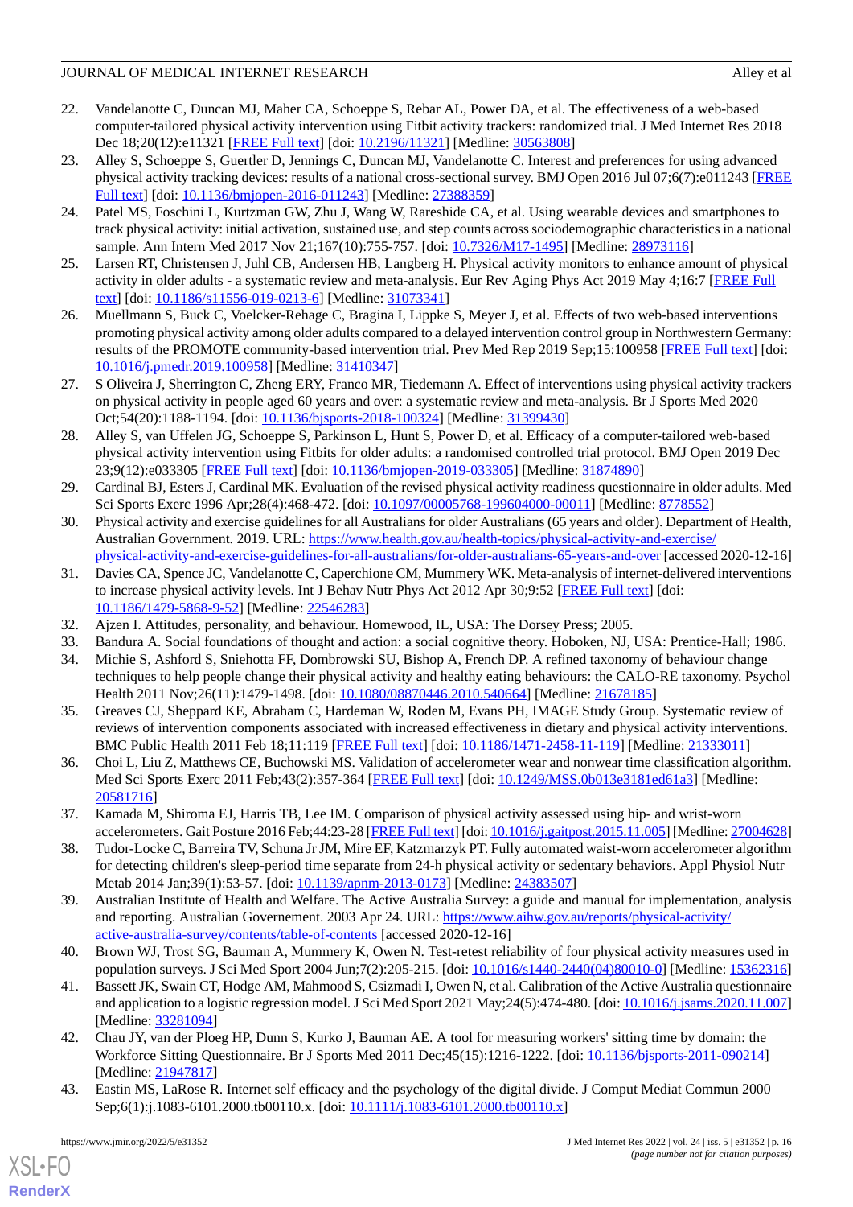22. Vandelanotte C, Duncan MJ, Maher CA, Schoeppe S, Rebar AL, Power DA, et al. The effectiveness of a web-based computer-tailored physical activity intervention using Fitbit activity trackers: randomized trial. J Med Internet Res 2018 Dec 18;20(12):e11321 [FREE Full text] [doi: 10.2196/11321] [Medline: 30563808]
23. Alley S, Schoeppe S, Guertler D, Jennings C, Duncan MJ, Vandelanotte C. Interest and preferences for using advanced physical activity tracking devices: results of a national cross-sectional survey. BMJ Open 2016 Jul 07;6(7):e011243 [FREE Full text] [doi: 10.1136/bmjopen-2016-011243] [Medline: 27388359]
24. Patel MS, Foschini L, Kurtzman GW, Zhu J, Wang W, Rareshide CA, et al. Using wearable devices and smartphones to track physical activity: initial activation, sustained use, and step counts across sociodemographic characteristics in a national sample. Ann Intern Med 2017 Nov 21;167(10):755-757. [doi: 10.7326/M17-1495] [Medline: 28973116]
25. Larsen RT, Christensen J, Juhl CB, Andersen HB, Langberg H. Physical activity monitors to enhance amount of physical activity in older adults - a systematic review and meta-analysis. Eur Rev Aging Phys Act 2019 May 4;16:7 [FREE Full text] [doi: 10.1186/s11556-019-0213-6] [Medline: 31073341]
26. Muellmann S, Buck C, Voelcker-Rehage C, Bragina I, Lippke S, Meyer J, et al. Effects of two web-based interventions promoting physical activity among older adults compared to a delayed intervention control group in Northwestern Germany: results of the PROMOTE community-based intervention trial. Prev Med Rep 2019 Sep;15:100958 [FREE Full text] [doi: 10.1016/j.pmedr.2019.100958] [Medline: 31410347]
27. S Oliveira J, Sherrington C, Zheng ERY, Franco MR, Tiedemann A. Effect of interventions using physical activity trackers on physical activity in people aged 60 years and over: a systematic review and meta-analysis. Br J Sports Med 2020 Oct;54(20):1188-1194. [doi: 10.1136/bjsports-2018-100324] [Medline: 31399430]
28. Alley S, van Uffelen JG, Schoeppe S, Parkinson L, Hunt S, Power D, et al. Efficacy of a computer-tailored web-based physical activity intervention using Fitbits for older adults: a randomised controlled trial protocol. BMJ Open 2019 Dec 23;9(12):e033305 [FREE Full text] [doi: 10.1136/bmjopen-2019-033305] [Medline: 31874890]
29. Cardinal BJ, Esters J, Cardinal MK. Evaluation of the revised physical activity readiness questionnaire in older adults. Med Sci Sports Exerc 1996 Apr;28(4):468-472. [doi: 10.1097/00005768-199604000-00011] [Medline: 8778552]
30. Physical activity and exercise guidelines for all Australians for older Australians (65 years and older). Department of Health, Australian Government. 2019. URL: https://www.health.gov.au/health-topics/physical-activity-and-exercise/physical-activity-and-exercise-guidelines-for-all-australians/for-older-australians-65-years-and-over [accessed 2020-12-16]
31. Davies CA, Spence JC, Vandelanotte C, Caperchione CM, Mummery WK. Meta-analysis of internet-delivered interventions to increase physical activity levels. Int J Behav Nutr Phys Act 2012 Apr 30;9:52 [FREE Full text] [doi: 10.1186/1479-5868-9-52] [Medline: 22546283]
32. Ajzen I. Attitudes, personality, and behaviour. Homewood, IL, USA: The Dorsey Press; 2005.
33. Bandura A. Social foundations of thought and action: a social cognitive theory. Hoboken, NJ, USA: Prentice-Hall; 1986.
34. Michie S, Ashford S, Sniehotta FF, Dombrowski SU, Bishop A, French DP. A refined taxonomy of behaviour change techniques to help people change their physical activity and healthy eating behaviours: the CALO-RE taxonomy. Psychol Health 2011 Nov;26(11):1479-1498. [doi: 10.1080/08870446.2010.540664] [Medline: 21678185]
35. Greaves CJ, Sheppard KE, Abraham C, Hardeman W, Roden M, Evans PH, IMAGE Study Group. Systematic review of reviews of intervention components associated with increased effectiveness in dietary and physical activity interventions. BMC Public Health 2011 Feb 18;11:119 [FREE Full text] [doi: 10.1186/1471-2458-11-119] [Medline: 21333011]
36. Choi L, Liu Z, Matthews CE, Buchowski MS. Validation of accelerometer wear and nonwear time classification algorithm. Med Sci Sports Exerc 2011 Feb;43(2):357-364 [FREE Full text] [doi: 10.1249/MSS.0b013e3181ed61a3] [Medline: 20581716]
37. Kamada M, Shiroma EJ, Harris TB, Lee IM. Comparison of physical activity assessed using hip- and wrist-worn accelerometers. Gait Posture 2016 Feb;44:23-28 [FREE Full text] [doi: 10.1016/j.gaitpost.2015.11.005] [Medline: 27004628]
38. Tudor-Locke C, Barreira TV, Schuna Jr JM, Mire EF, Katzmarzyk PT. Fully automated waist-worn accelerometer algorithm for detecting children's sleep-period time separate from 24-h physical activity or sedentary behaviors. Appl Physiol Nutr Metab 2014 Jan;39(1):53-57. [doi: 10.1139/apnm-2013-0173] [Medline: 24383507]
39. Australian Institute of Health and Welfare. The Active Australia Survey: a guide and manual for implementation, analysis and reporting. Australian Governement. 2003 Apr 24. URL: https://www.aihw.gov.au/reports/physical-activity/active-australia-survey/contents/table-of-contents [accessed 2020-12-16]
40. Brown WJ, Trost SG, Bauman A, Mummery K, Owen N. Test-retest reliability of four physical activity measures used in population surveys. J Sci Med Sport 2004 Jun;7(2):205-215. [doi: 10.1016/s1440-2440(04)80010-0] [Medline: 15362316]
41. Bassett JK, Swain CT, Hodge AM, Mahmood S, Csizmadi I, Owen N, et al. Calibration of the Active Australia questionnaire and application to a logistic regression model. J Sci Med Sport 2021 May;24(5):474-480. [doi: 10.1016/j.jsams.2020.11.007] [Medline: 33281094]
42. Chau JY, van der Ploeg HP, Dunn S, Kurko J, Bauman AE. A tool for measuring workers' sitting time by domain: the Workforce Sitting Questionnaire. Br J Sports Med 2011 Dec;45(15):1216-1222. [doi: 10.1136/bjsports-2011-090214] [Medline: 21947817]
43. Eastin MS, LaRose R. Internet self efficacy and the psychology of the digital divide. J Comput Mediat Commun 2000 Sep;6(1):j.1083-6101.2000.tb00110.x. [doi: 10.1111/j.1083-6101.2000.tb00110.x]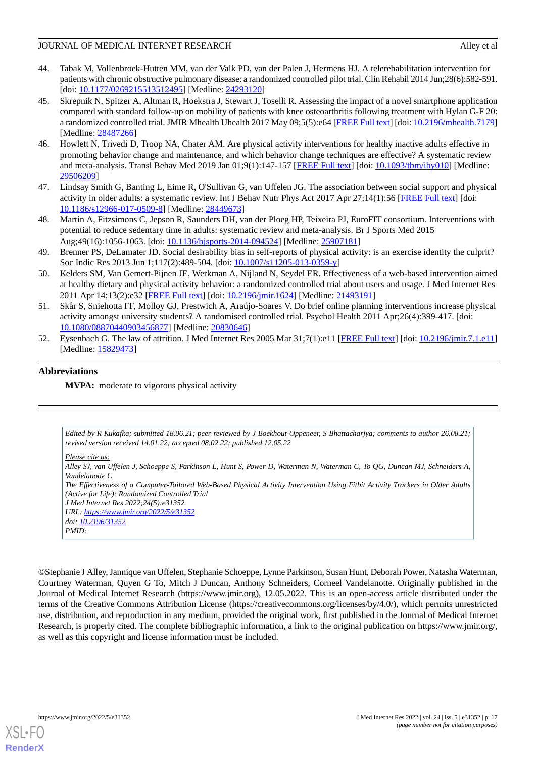44. Tabak M, Vollenbroek-Hutten MM, van der Valk PD, van der Palen J, Hermens HJ. A telerehabilitation intervention for patients with chronic obstructive pulmonary disease: a randomized controlled pilot trial. Clin Rehabil 2014 Jun;28(6):582-591. [doi: 10.1177/0269215513512495] [Medline: 24293120]
45. Skrepnik N, Spitzer A, Altman R, Hoekstra J, Stewart J, Toselli R. Assessing the impact of a novel smartphone application compared with standard follow-up on mobility of patients with knee osteoarthritis following treatment with Hylan G-F 20: a randomized controlled trial. JMIR Mhealth Uhealth 2017 May 09;5(5):e64 [FREE Full text] [doi: 10.2196/mhealth.7179] [Medline: 28487266]
46. Howlett N, Trivedi D, Troop NA, Chater AM. Are physical activity interventions for healthy inactive adults effective in promoting behavior change and maintenance, and which behavior change techniques are effective? A systematic review and meta-analysis. Transl Behav Med 2019 Jan 01;9(1):147-157 [FREE Full text] [doi: 10.1093/tbm/iby010] [Medline: 29506209]
47. Lindsay Smith G, Banting L, Eime R, O'Sullivan G, van Uffelen JG. The association between social support and physical activity in older adults: a systematic review. Int J Behav Nutr Phys Act 2017 Apr 27;14(1):56 [FREE Full text] [doi: 10.1186/s12966-017-0509-8] [Medline: 28449673]
48. Martin A, Fitzsimons C, Jepson R, Saunders DH, van der Ploeg HP, Teixeira PJ, EuroFIT consortium. Interventions with potential to reduce sedentary time in adults: systematic review and meta-analysis. Br J Sports Med 2015 Aug;49(16):1056-1063. [doi: 10.1136/bjsports-2014-094524] [Medline: 25907181]
49. Brenner PS, DeLamater JD. Social desirability bias in self-reports of physical activity: is an exercise identity the culprit? Soc Indic Res 2013 Jun 1;117(2):489-504. [doi: 10.1007/s11205-013-0359-y]
50. Kelders SM, Van Gemert-Pijnen JE, Werkman A, Nijland N, Seydel ER. Effectiveness of a web-based intervention aimed at healthy dietary and physical activity behavior: a randomized controlled trial about users and usage. J Med Internet Res 2011 Apr 14;13(2):e32 [FREE Full text] [doi: 10.2196/jmir.1624] [Medline: 21493191]
51. Skår S, Sniehotta FF, Molloy GJ, Prestwich A, Araújo-Soares V. Do brief online planning interventions increase physical activity amongst university students? A randomised controlled trial. Psychol Health 2011 Apr;26(4):399-417. [doi: 10.1080/08870440903456877] [Medline: 20830646]
52. Eysenbach G. The law of attrition. J Med Internet Res 2005 Mar 31;7(1):e11 [FREE Full text] [doi: 10.2196/jmir.7.1.e11] [Medline: 15829473]

## Abbreviations

**MVPA:** moderate to vigorous physical activity

---

*Edited by R Kukafka; submitted 18.06.21; peer-reviewed by J Boekhout-Oppeneer, S Bhattacharjya; comments to author 26.08.21; revised version received 14.01.22; accepted 08.02.22; published 12.05.22*

*Please cite as:*
*Alley SJ, van Uffelen J, Schoeppe S, Parkinson L, Hunt S, Power D, Waterman N, Waterman C, To QG, Duncan MJ, Schneiders A, Vandelanotte C*
*The Effectiveness of a Computer-Tailored Web-Based Physical Activity Intervention Using Fitbit Activity Trackers in Older Adults (Active for Life): Randomized Controlled Trial*
*J Med Internet Res 2022;24(5):e31352*
*URL: https://www.jmir.org/2022/5/e31352*
*doi: 10.2196/31352*
*PMID:*

©Stephanie J Alley, Jannique van Uffelen, Stephanie Schoeppe, Lynne Parkinson, Susan Hunt, Deborah Power, Natasha Waterman, Courtney Waterman, Quyen G To, Mitch J Duncan, Anthony Schneiders, Corneel Vandelanotte. Originally published in the Journal of Medical Internet Research (https://www.jmir.org), 12.05.2022. This is an open-access article distributed under the terms of the Creative Commons Attribution License (https://creativecommons.org/licenses/by/4.0/), which permits unrestricted use, distribution, and reproduction in any medium, provided the original work, first published in the Journal of Medical Internet Research, is properly cited. The complete bibliographic information, a link to the original publication on https://www.jmir.org/, as well as this copyright and license information must be included.